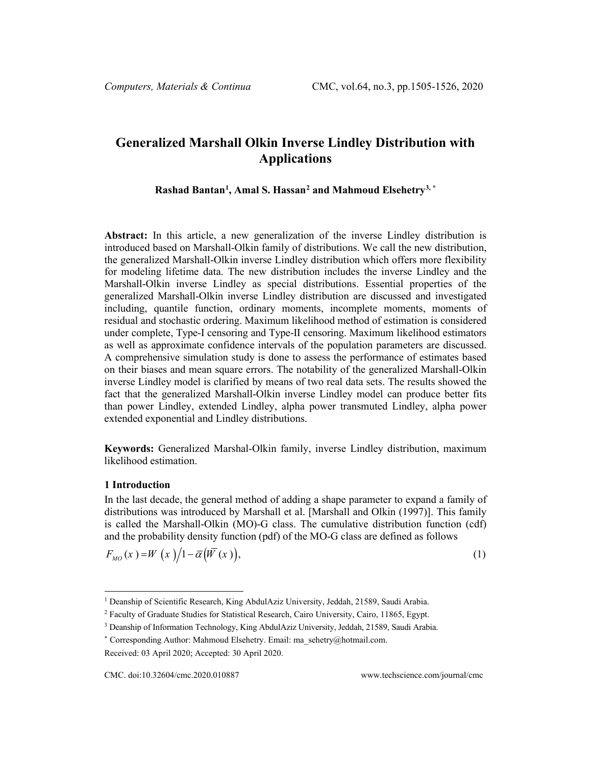# Generalized Marshall Olkin Inverse Lindley Distribution with Applications

**Rashad Bantan[1], Amal S. Hassan[2] and Mahmoud Elsehetry[3,*]**

**Abstract:** In this article, a new generalization of the inverse Lindley distribution is introduced based on Marshall-Olkin family of distributions. We call the new distribution, the generalized Marshall-Olkin inverse Lindley distribution which offers more flexibility for modeling lifetime data. The new distribution includes the inverse Lindley and the Marshall-Olkin inverse Lindley as special distributions. Essential properties of the generalized Marshall-Olkin inverse Lindley distribution are discussed and investigated including, quantile function, ordinary moments, incomplete moments, moments of residual and stochastic ordering. Maximum likelihood method of estimation is considered under complete, Type-I censoring and Type-II censoring. Maximum likelihood estimators as well as approximate confidence intervals of the population parameters are discussed. A comprehensive simulation study is done to assess the performance of estimates based on their biases and mean square errors. The notability of the generalized Marshall-Olkin inverse Lindley model is clarified by means of two real data sets. The results showed the fact that the generalized Marshall-Olkin inverse Lindley model can produce better fits than power Lindley, extended Lindley, alpha power transmuted Lindley, alpha power extended exponential and Lindley distributions.

**Keywords:** Generalized Marshal-Olkin family, inverse Lindley distribution, maximum likelihood estimation.

## 1 Introduction

In the last decade, the general method of adding a shape parameter to expand a family of distributions was introduced by Marshall et al. [Marshall and Olkin (1997)]. This family is called the Marshall-Olkin (MO)-G class. The cumulative distribution function (cdf) and the probability density function (pdf) of the MO-G class are defined as follows

$$F_{MO}(x) = W(x) \big/ 1 - \bar{\alpha}\left(\bar{W}(x)\right), \tag{1}$$

---

[1] Deanship of Scientific Research, King AbdulAziz University, Jeddah, 21589, Saudi Arabia.

[2] Faculty of Graduate Studies for Statistical Research, Cairo University, Cairo, 11865, Egypt.

[3] Deanship of Information Technology, King AbdulAziz University, Jeddah, 21589, Saudi Arabia.

[*] Corresponding Author: Mahmoud Elsehetry. Email: ma_sehetry@hotmail.com.

Received: 03 April 2020; Accepted: 30 April 2020.

CMC. doi:10.32604/cmc.2020.010887 www.techscience.com/journal/cmc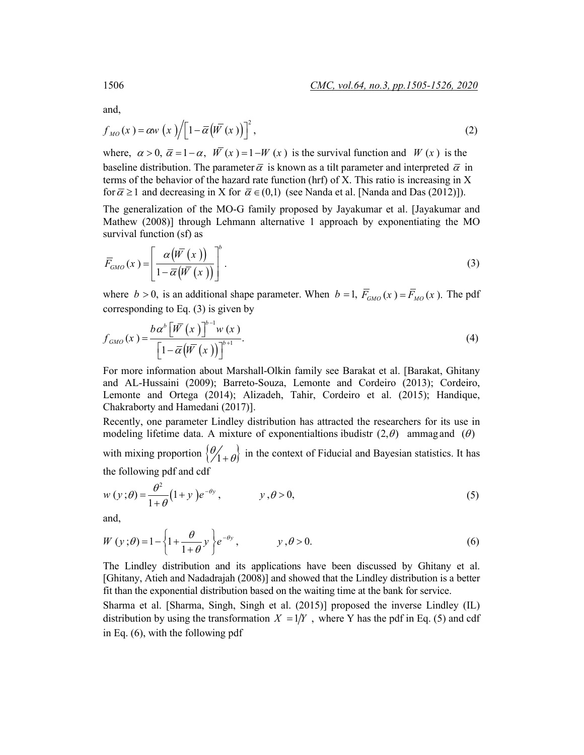and,

$$f_{MO}(x) = \alpha w\left(x\right) \Big/ \left[1 - \overline{\alpha}\left(\overline{W}(x)\right)\right]^2, \tag{2}$$

where, $\alpha > 0,\ \overline{\alpha} = 1 - \alpha,\ \overline{W}(x) = 1 - W(x)$ is the survival function and $W(x)$ is the baseline distribution. The parameter $\overline{\alpha}$ is known as a tilt parameter and interpreted $\overline{\alpha}$ in terms of the behavior of the hazard rate function (hrf) of X. This ratio is increasing in X for $\overline{\alpha} \geq 1$ and decreasing in X for $\overline{\alpha} \in (0,1)$ (see Nanda et al. [Nanda and Das (2012)]).

The generalization of the MO-G family proposed by Jayakumar et al. [Jayakumar and Mathew (2008)] through Lehmann alternative 1 approach by exponentiating the MO survival function (sf) as

$$\overline{F}_{GMO}(x) = \left[\frac{\alpha\left(\overline{W}(x)\right)}{1 - \overline{\alpha}\left(\overline{W}(x)\right)}\right]^b. \tag{3}$$

where $b > 0$, is an additional shape parameter. When $b = 1,\ \overline{F}_{GMO}(x) = \overline{F}_{MO}(x)$. The pdf corresponding to Eq. (3) is given by

$$f_{GMO}(x) = \frac{b\alpha^b\left[\overline{W}(x)\right]^{b-1} w(x)}{\left[1 - \overline{\alpha}\left(\overline{W}(x)\right)\right]^{b+1}}. \tag{4}$$

For more information about Marshall-Olkin family see Barakat et al. [Barakat, Ghitany and AL-Hussaini (2009); Barreto-Souza, Lemonte and Cordeiro (2013); Cordeiro, Lemonte and Ortega (2014); Alizadeh, Tahir, Cordeiro et al. (2015); Handique, Chakraborty and Hamedani (2017)].

Recently, one parameter Lindley distribution has attracted the researchers for its use in modeling lifetime data. A mixture of exponentialtions ibudistr $(2,\theta)$ ammag and $(\theta)$ with mixing proportion $\left\{\theta \big/ 1+\theta\right\}$ in the context of Fiducial and Bayesian statistics. It has the following pdf and cdf

$$w(y;\theta) = \frac{\theta^2}{1+\theta}\left(1+y\right)e^{-\theta y}, \qquad y,\theta > 0, \tag{5}$$

and,

$$W(y;\theta) = 1 - \left\{1 + \frac{\theta}{1+\theta}y\right\}e^{-\theta y}, \qquad y,\theta > 0. \tag{6}$$

The Lindley distribution and its applications have been discussed by Ghitany et al. [Ghitany, Atieh and Nadadrajah (2008)] and showed that the Lindley distribution is a better fit than the exponential distribution based on the waiting time at the bank for service.

Sharma et al. [Sharma, Singh, Singh et al. (2015)] proposed the inverse Lindley (IL) distribution by using the transformation $X = 1/Y$, where Y has the pdf in Eq. (5) and cdf in Eq. (6), with the following pdf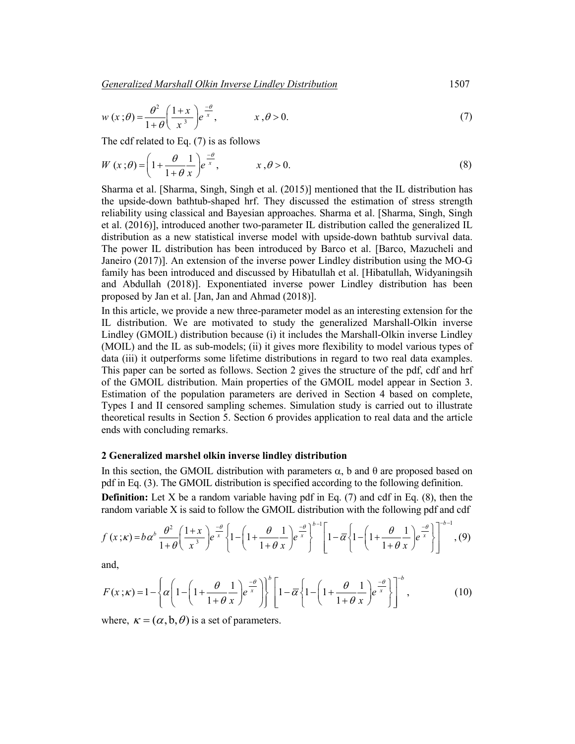$$w(x;\theta) = \frac{\theta^2}{1+\theta}\left(\frac{1+x}{x^3}\right)e^{\frac{-\theta}{x}}, \qquad x, \theta > 0. \tag{7}$$

The cdf related to Eq. (7) is as follows

$$W(x;\theta) = \left(1 + \frac{\theta}{1+\theta}\frac{1}{x}\right)e^{\frac{-\theta}{x}}, \qquad x, \theta > 0. \tag{8}$$

Sharma et al. [Sharma, Singh, Singh et al. (2015)] mentioned that the IL distribution has the upside-down bathtub-shaped hrf. They discussed the estimation of stress strength reliability using classical and Bayesian approaches. Sharma et al. [Sharma, Singh, Singh et al. (2016)], introduced another two-parameter IL distribution called the generalized IL distribution as a new statistical inverse model with upside-down bathtub survival data. The power IL distribution has been introduced by Barco et al. [Barco, Mazucheli and Janeiro (2017)]. An extension of the inverse power Lindley distribution using the MO-G family has been introduced and discussed by Hibatullah et al. [Hibatullah, Widyaningsih and Abdullah (2018)]. Exponentiated inverse power Lindley distribution has been proposed by Jan et al. [Jan, Jan and Ahmad (2018)].

In this article, we provide a new three-parameter model as an interesting extension for the IL distribution. We are motivated to study the generalized Marshall-Olkin inverse Lindley (GMOIL) distribution because (i) it includes the Marshall-Olkin inverse Lindley (MOIL) and the IL as sub-models; (ii) it gives more flexibility to model various types of data (iii) it outperforms some lifetime distributions in regard to two real data examples. This paper can be sorted as follows. Section 2 gives the structure of the pdf, cdf and hrf of the GMOIL distribution. Main properties of the GMOIL model appear in Section 3. Estimation of the population parameters are derived in Section 4 based on complete, Types I and II censored sampling schemes. Simulation study is carried out to illustrate theoretical results in Section 5. Section 6 provides application to real data and the article ends with concluding remarks.

## 2 Generalized marshel olkin inverse lindley distribution

In this section, the GMOIL distribution with parameters $\alpha$, b and $\theta$ are proposed based on pdf in Eq. (3). The GMOIL distribution is specified according to the following definition.

**Definition:** Let X be a random variable having pdf in Eq. (7) and cdf in Eq. (8), then the random variable X is said to follow the GMOIL distribution with the following pdf and cdf

$$f(x;\kappa) = b\alpha^b \frac{\theta^2}{1+\theta}\left(\frac{1+x}{x^3}\right)e^{\frac{-\theta}{x}}\left\{1-\left(1+\frac{\theta}{1+\theta}\frac{1}{x}\right)e^{\frac{-\theta}{x}}\right\}^{b-1}\left[1-\bar{\alpha}\left\{1-\left(1+\frac{\theta}{1+\theta}\frac{1}{x}\right)e^{\frac{-\theta}{x}}\right\}\right]^{-b-1}, \tag{9}$$

and,

$$F(x;\kappa) = 1-\left\{\alpha\left(1-\left(1+\frac{\theta}{1+\theta}\frac{1}{x}\right)e^{\frac{-\theta}{x}}\right)\right\}^{b}\left[1-\bar{\alpha}\left\{1-\left(1+\frac{\theta}{1+\theta}\frac{1}{x}\right)e^{\frac{-\theta}{x}}\right\}\right]^{-b}, \tag{10}$$

where, $\kappa = (\alpha, \mathrm{b}, \theta)$ is a set of parameters.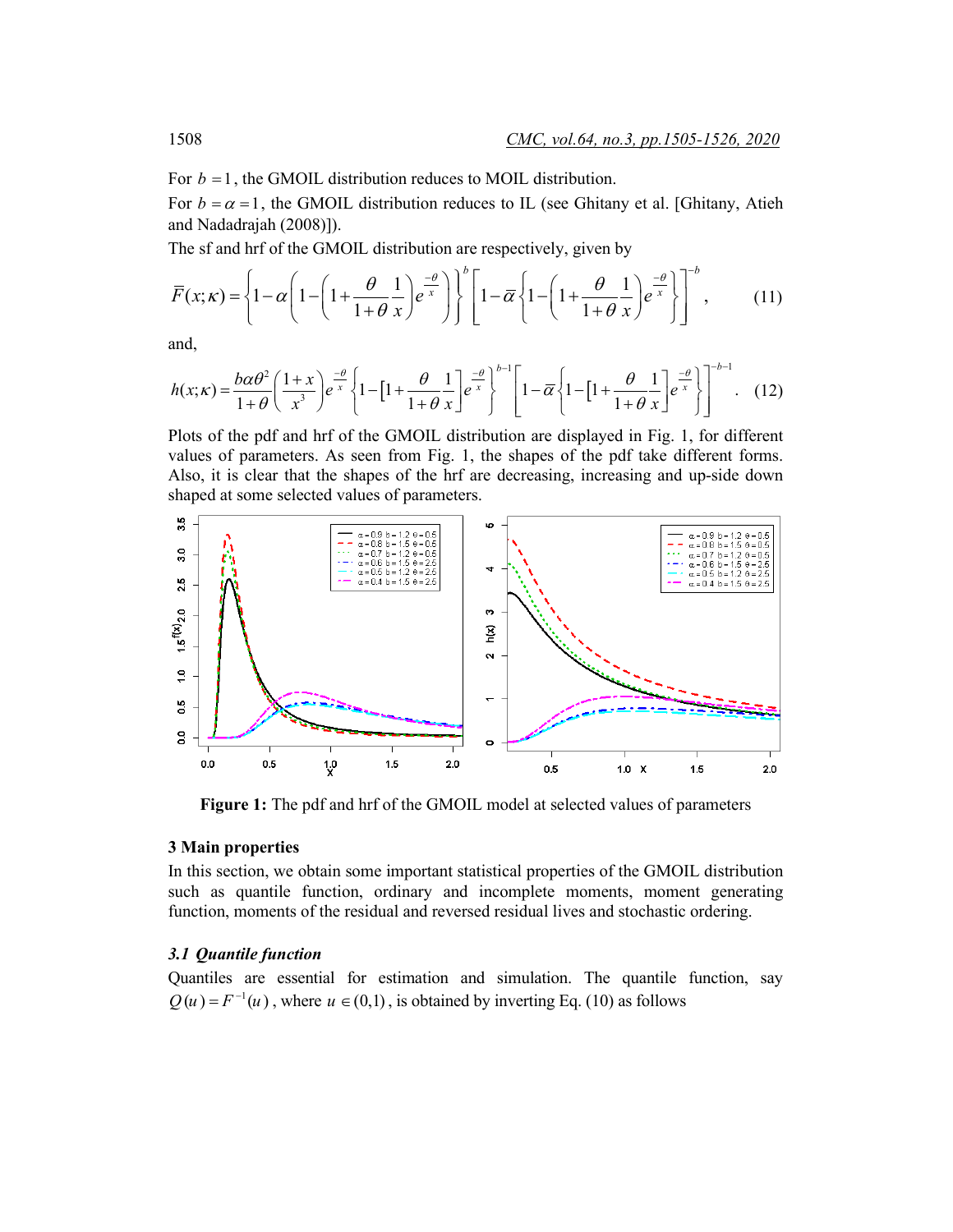For $b=1$, the GMOIL distribution reduces to MOIL distribution.

For $b=\alpha=1$, the GMOIL distribution reduces to IL (see Ghitany et al. [Ghitany, Atieh and Nadadrajah (2008)]).

The sf and hrf of the GMOIL distribution are respectively, given by

$$\bar{F}(x;\kappa)=\left\{1-\alpha\left(1-\left(1+\frac{\theta}{1+\theta}\frac{1}{x}\right)e^{\frac{-\theta}{x}}\right)\right\}^{b}\left[1-\bar{\alpha}\left\{1-\left(1+\frac{\theta}{1+\theta}\frac{1}{x}\right)e^{\frac{-\theta}{x}}\right\}\right]^{-b}, \tag{11}$$

and,

$$h(x;\kappa)=\frac{b\alpha\theta^{2}}{1+\theta}\left(\frac{1+x}{x^{3}}\right)e^{\frac{-\theta}{x}}\left\{1-\left[1+\frac{\theta}{1+\theta}\frac{1}{x}\right]e^{\frac{-\theta}{x}}\right\}^{b-1}\left[1-\bar{\alpha}\left\{1-\left[1+\frac{\theta}{1+\theta}\frac{1}{x}\right]e^{\frac{-\theta}{x}}\right\}\right]^{-b-1}. \tag{12}$$

Plots of the pdf and hrf of the GMOIL distribution are displayed in Fig. 1, for different values of parameters. As seen from Fig. 1, the shapes of the pdf take different forms. Also, it is clear that the shapes of the hrf are decreasing, increasing and up-side down shaped at some selected values of parameters.

**Figure 1:** The pdf and hrf of the GMOIL model at selected values of parameters

## 3 Main properties

In this section, we obtain some important statistical properties of the GMOIL distribution such as quantile function, ordinary and incomplete moments, moment generating function, moments of the residual and reversed residual lives and stochastic ordering.

### *3.1 Quantile function*

Quantiles are essential for estimation and simulation. The quantile function, say $Q(u)=F^{-1}(u)$, where $u\in(0,1)$, is obtained by inverting Eq. (10) as follows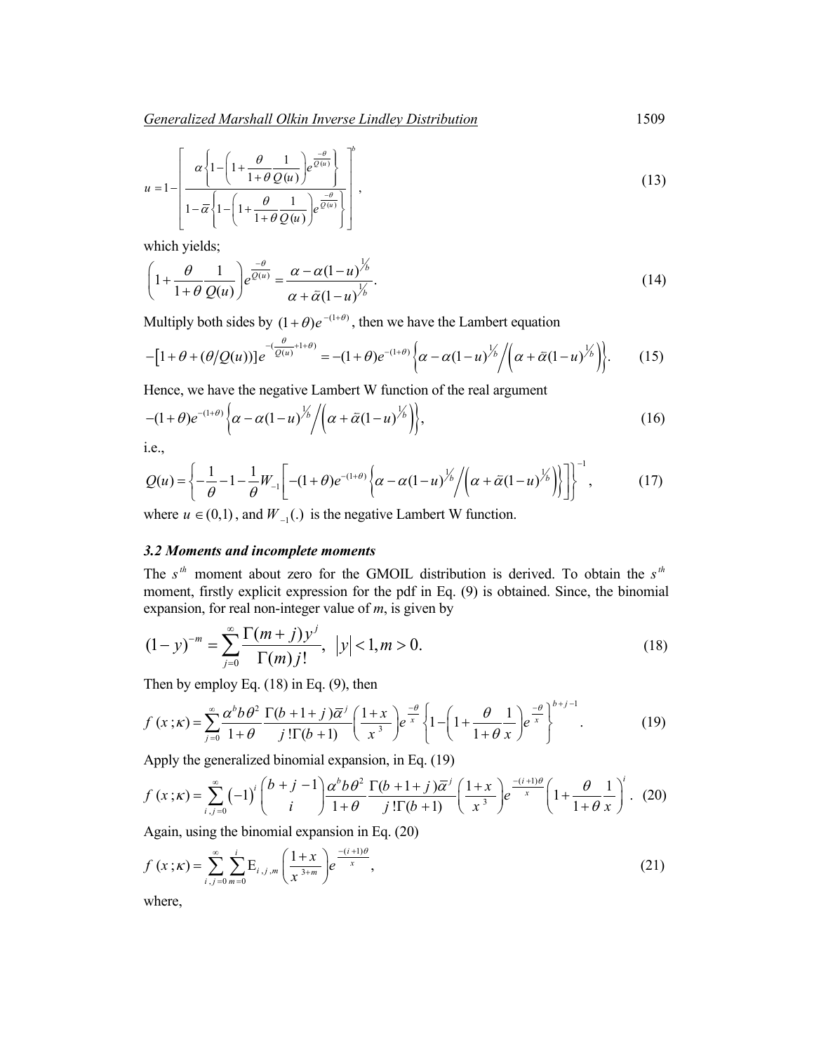$$u = 1 - \left[ \frac{\alpha \left\{ 1 - \left( 1 + \frac{\theta}{1+\theta} \frac{1}{Q(u)} \right) e^{\frac{-\theta}{Q(u)}} \right\}}{1 - \bar{\alpha} \left\{ 1 - \left( 1 + \frac{\theta}{1+\theta} \frac{1}{Q(u)} \right) e^{\frac{-\theta}{Q(u)}} \right\}} \right]^b , \tag{13}$$

which yields;

$$\left( 1 + \frac{\theta}{1+\theta} \frac{1}{Q(u)} \right) e^{\frac{-\theta}{Q(u)}} = \frac{\alpha - \alpha(1-u)^{1/b}}{\alpha + \tilde{\alpha}(1-u)^{1/b}}. \tag{14}$$

Multiply both sides by $(1+\theta)e^{-(1+\theta)}$, then we have the Lambert equation

$$-\left[ 1 + \theta + (\theta / Q(u)) \right] e^{-\left( \frac{\theta}{Q(u)} + 1 + \theta \right)} = -(1+\theta)e^{-(1+\theta)} \left\{ \alpha - \alpha(1-u)^{1/b} \Big/ \left( \alpha + \tilde{\alpha}(1-u)^{1/b} \right) \right\}. \tag{15}$$

Hence, we have the negative Lambert W function of the real argument

$$-(1+\theta)e^{-(1+\theta)} \left\{ \alpha - \alpha(1-u)^{1/b} \Big/ \left( \alpha + \tilde{\alpha}(1-u)^{1/b} \right) \right\}, \tag{16}$$

i.e.,

$$Q(u) = \left\{ -\frac{1}{\theta} - 1 - \frac{1}{\theta} W_{-1} \left[ -(1+\theta)e^{-(1+\theta)} \left\{ \alpha - \alpha(1-u)^{1/b} \Big/ \left( \alpha + \tilde{\alpha}(1-u)^{1/b} \right) \right\} \right] \right\}^{-1}, \tag{17}$$

where $u \in (0,1)$, and $W_{-1}(.)$ is the negative Lambert W function.

### *3.2 Moments and incomplete moments*

The $s^{th}$ moment about zero for the GMOIL distribution is derived. To obtain the $s^{th}$ moment, firstly explicit expression for the pdf in Eq. (9) is obtained. Since, the binomial expansion, for real non-integer value of *m*, is given by

$$(1-y)^{-m} = \sum_{j=0}^{\infty} \frac{\Gamma(m+j) y^j}{\Gamma(m) j!}, \quad |y| < 1, m > 0. \tag{18}$$

Then by employ Eq. (18) in Eq. (9), then

$$f(x;\kappa) = \sum_{j=0}^{\infty} \frac{\alpha^b b \theta^2}{1+\theta} \frac{\Gamma(b+1+j)\bar{\alpha}^j}{j!\Gamma(b+1)} \left( \frac{1+x}{x^3} \right) e^{\frac{-\theta}{x}} \left\{ 1 - \left( 1 + \frac{\theta}{1+\theta} \frac{1}{x} \right) e^{\frac{-\theta}{x}} \right\}^{b+j-1}. \tag{19}$$

Apply the generalized binomial expansion, in Eq. (19)

$$f(x;\kappa) = \sum_{i,j=0}^{\infty} (-1)^i \binom{b+j-1}{i} \frac{\alpha^b b \theta^2}{1+\theta} \frac{\Gamma(b+1+j)\bar{\alpha}^j}{j!\Gamma(b+1)} \left( \frac{1+x}{x^3} \right) e^{\frac{-(i+1)\theta}{x}} \left( 1 + \frac{\theta}{1+\theta} \frac{1}{x} \right)^i. \tag{20}$$

Again, using the binomial expansion in Eq. (20)

$$f(x;\kappa) = \sum_{i,j=0}^{\infty} \sum_{m=0}^{i} \mathrm{E}_{i,j,m} \left( \frac{1+x}{x^{3+m}} \right) e^{\frac{-(i+1)\theta}{x}}, \tag{21}$$

where,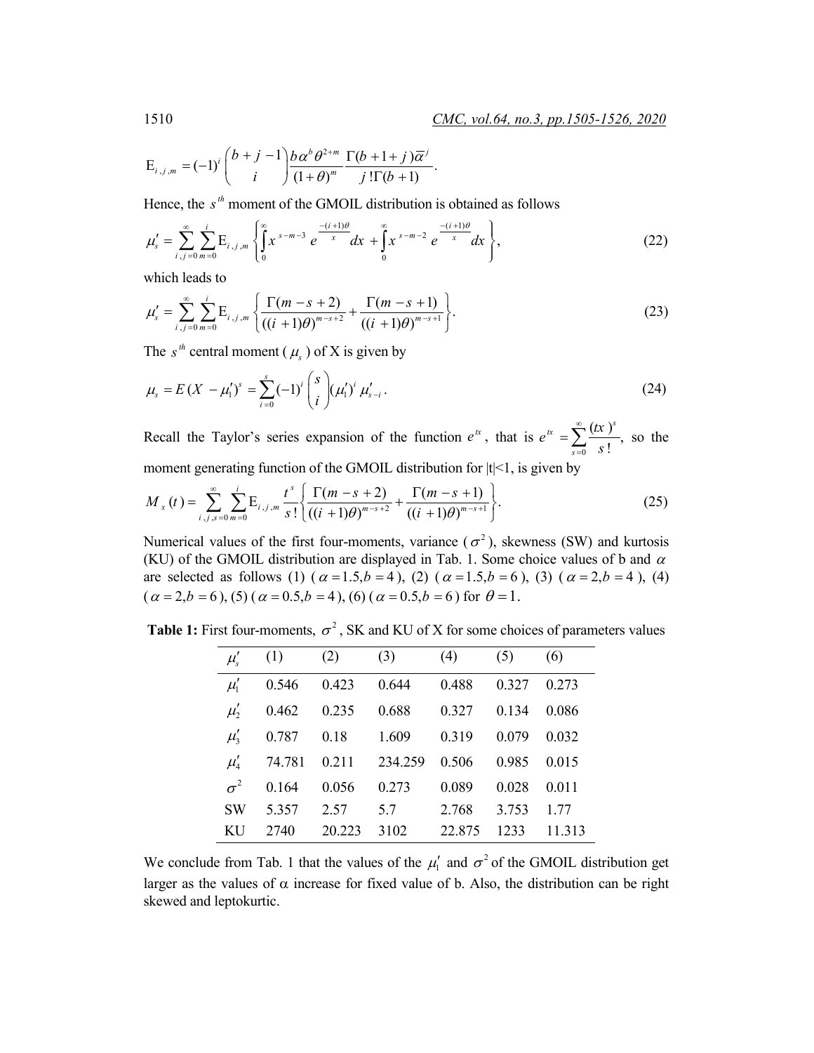$$\mathrm{E}_{i,j,m} = (-1)^i \binom{b+j-1}{i} \frac{b\alpha^b \theta^{2+m}}{(1+\theta)^m} \frac{\Gamma(b+1+j)\bar{\alpha}^j}{j!\Gamma(b+1)}.$$

Hence, the $s^{th}$ moment of the GMOIL distribution is obtained as follows

$$\mu_s' = \sum_{i,j=0}^{\infty} \sum_{m=0}^{i} \mathrm{E}_{i,j,m} \left\{ \int_0^{\infty} x^{s-m-3} e^{\frac{-(i+1)\theta}{x}} dx + \int_0^{\infty} x^{s-m-2} e^{\frac{-(i+1)\theta}{x}} dx \right\}, \tag{22}$$

which leads to

$$\mu_s' = \sum_{i,j=0}^{\infty} \sum_{m=0}^{i} \mathrm{E}_{i,j,m} \left\{ \frac{\Gamma(m-s+2)}{((i+1)\theta)^{m-s+2}} + \frac{\Gamma(m-s+1)}{((i+1)\theta)^{m-s+1}} \right\}. \tag{23}$$

The $s^{th}$ central moment ($\mu_s$) of X is given by

$$\mu_s = E(X-\mu_1')^s = \sum_{i=0}^{s} (-1)^i \binom{s}{i} (\mu_1')^i \mu_{s-i}'. \tag{24}$$

Recall the Taylor's series expansion of the function $e^{tx}$, that is $e^{tx} = \sum_{s=0}^{\infty} \frac{(tx)^s}{s!}$, so the moment generating function of the GMOIL distribution for |t|<1, is given by

$$M_x(t) = \sum_{i,j,s=0}^{\infty} \sum_{m=0}^{i} \mathrm{E}_{i,j,m} \frac{t^s}{s!} \left\{ \frac{\Gamma(m-s+2)}{((i+1)\theta)^{m-s+2}} + \frac{\Gamma(m-s+1)}{((i+1)\theta)^{m-s+1}} \right\}. \tag{25}$$

Numerical values of the first four-moments, variance ($\sigma^2$), skewness (SW) and kurtosis (KU) of the GMOIL distribution are displayed in Tab. 1. Some choice values of b and $\alpha$ are selected as follows (1) ($\alpha=1.5, b=4$), (2) ($\alpha=1.5, b=6$), (3) ($\alpha=2, b=4$), (4) ($\alpha=2, b=6$), (5) ($\alpha=0.5, b=4$), (6) ($\alpha=0.5, b=6$) for $\theta=1$.

**Table 1:** First four-moments, $\sigma^2$, SK and KU of X for some choices of parameters values

| $\mu_s'$ | (1) | (2) | (3) | (4) | (5) | (6) |
|---|---|---|---|---|---|---|
| $\mu_1'$ | 0.546 | 0.423 | 0.644 | 0.488 | 0.327 | 0.273 |
| $\mu_2'$ | 0.462 | 0.235 | 0.688 | 0.327 | 0.134 | 0.086 |
| $\mu_3'$ | 0.787 | 0.18 | 1.609 | 0.319 | 0.079 | 0.032 |
| $\mu_4'$ | 74.781 | 0.211 | 234.259 | 0.506 | 0.985 | 0.015 |
| $\sigma^2$ | 0.164 | 0.056 | 0.273 | 0.089 | 0.028 | 0.011 |
| SW | 5.357 | 2.57 | 5.7 | 2.768 | 3.753 | 1.77 |
| KU | 2740 | 20.223 | 3102 | 22.875 | 1233 | 11.313 |

We conclude from Tab. 1 that the values of the $\mu_1'$ and $\sigma^2$ of the GMOIL distribution get larger as the values of $\alpha$ increase for fixed value of b. Also, the distribution can be right skewed and leptokurtic.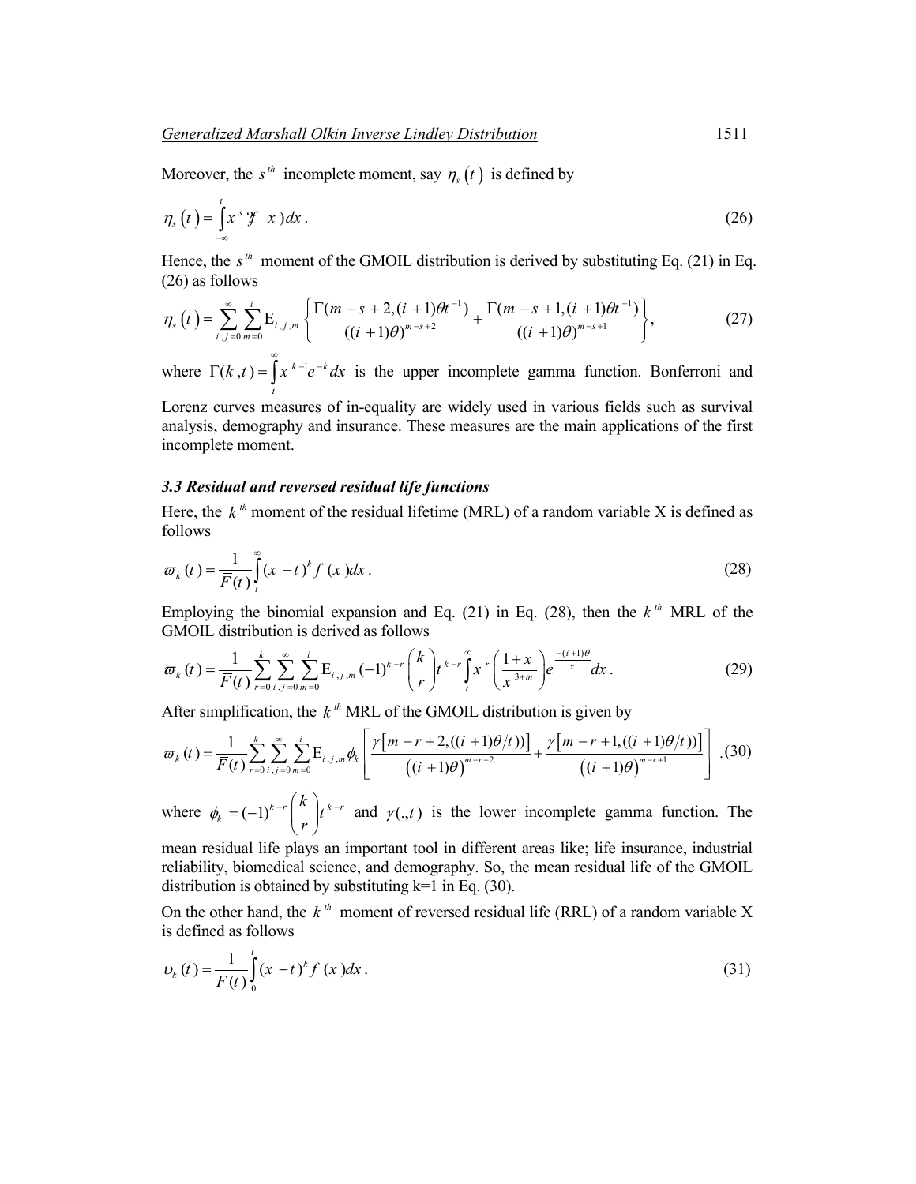Moreover, the $s^{th}$ incomplete moment, say $\eta_s(t)$ is defined by

$$\eta_s(t) = \int_{-\infty}^{t} x^s f(x)\,dx\,. \tag{26}$$

Hence, the $s^{th}$ moment of the GMOIL distribution is derived by substituting Eq. (21) in Eq. (26) as follows

$$\eta_s(t) = \sum_{i,j=0}^{\infty}\sum_{m=0}^{i} \mathrm{E}_{i,j,m}\left\{\frac{\Gamma(m-s+2,(i+1)\theta t^{-1})}{((i+1)\theta)^{m-s+2}} + \frac{\Gamma(m-s+1,(i+1)\theta t^{-1})}{((i+1)\theta)^{m-s+1}}\right\}, \tag{27}$$

where $\Gamma(k,t) = \int_{t}^{\infty} x^{k-1} e^{-k}\,dx$ is the upper incomplete gamma function. Bonferroni and Lorenz curves measures of in-equality are widely used in various fields such as survival analysis, demography and insurance. These measures are the main applications of the first incomplete moment.

### *3.3 Residual and reversed residual life functions*

Here, the $k^{th}$ moment of the residual lifetime (MRL) of a random variable X is defined as follows

$$\varpi_k(t) = \frac{1}{\bar{F}(t)}\int_{t}^{\infty} (x-t)^k f(x)\,dx\,. \tag{28}$$

Employing the binomial expansion and Eq. (21) in Eq. (28), then the $k^{th}$ MRL of the GMOIL distribution is derived as follows

$$\varpi_k(t) = \frac{1}{\bar{F}(t)}\sum_{r=0}^{k}\sum_{i,j=0}^{\infty}\sum_{m=0}^{i} \mathrm{E}_{i,j,m}(-1)^{k-r}\binom{k}{r} t^{k-r}\int_{t}^{\infty} x^r \left(\frac{1+x}{x^{3+m}}\right) e^{\frac{-(i+1)\theta}{x}}\,dx\,. \tag{29}$$

After simplification, the $k^{th}$ MRL of the GMOIL distribution is given by

$$\varpi_k(t) = \frac{1}{\bar{F}(t)}\sum_{r=0}^{k}\sum_{i,j=0}^{\infty}\sum_{m=0}^{i} \mathrm{E}_{i,j,m}\phi_k\left[\frac{\gamma\left[m-r+2,((i+1)\theta/t)\right]}{\left((i+1)\theta\right)^{m-r+2}} + \frac{\gamma\left[m-r+1,((i+1)\theta/t)\right]}{\left((i+1)\theta\right)^{m-r+1}}\right]. \tag{30}$$

where $\phi_k = (-1)^{k-r}\binom{k}{r} t^{k-r}$ and $\gamma(.,t)$ is the lower incomplete gamma function. The mean residual life plays an important tool in different areas like; life insurance, industrial reliability, biomedical science, and demography. So, the mean residual life of the GMOIL distribution is obtained by substituting k=1 in Eq. (30).

On the other hand, the $k^{th}$ moment of reversed residual life (RRL) of a random variable X is defined as follows

$$\upsilon_k(t) = \frac{1}{F(t)}\int_{0}^{t} (x-t)^k f(x)\,dx\,. \tag{31}$$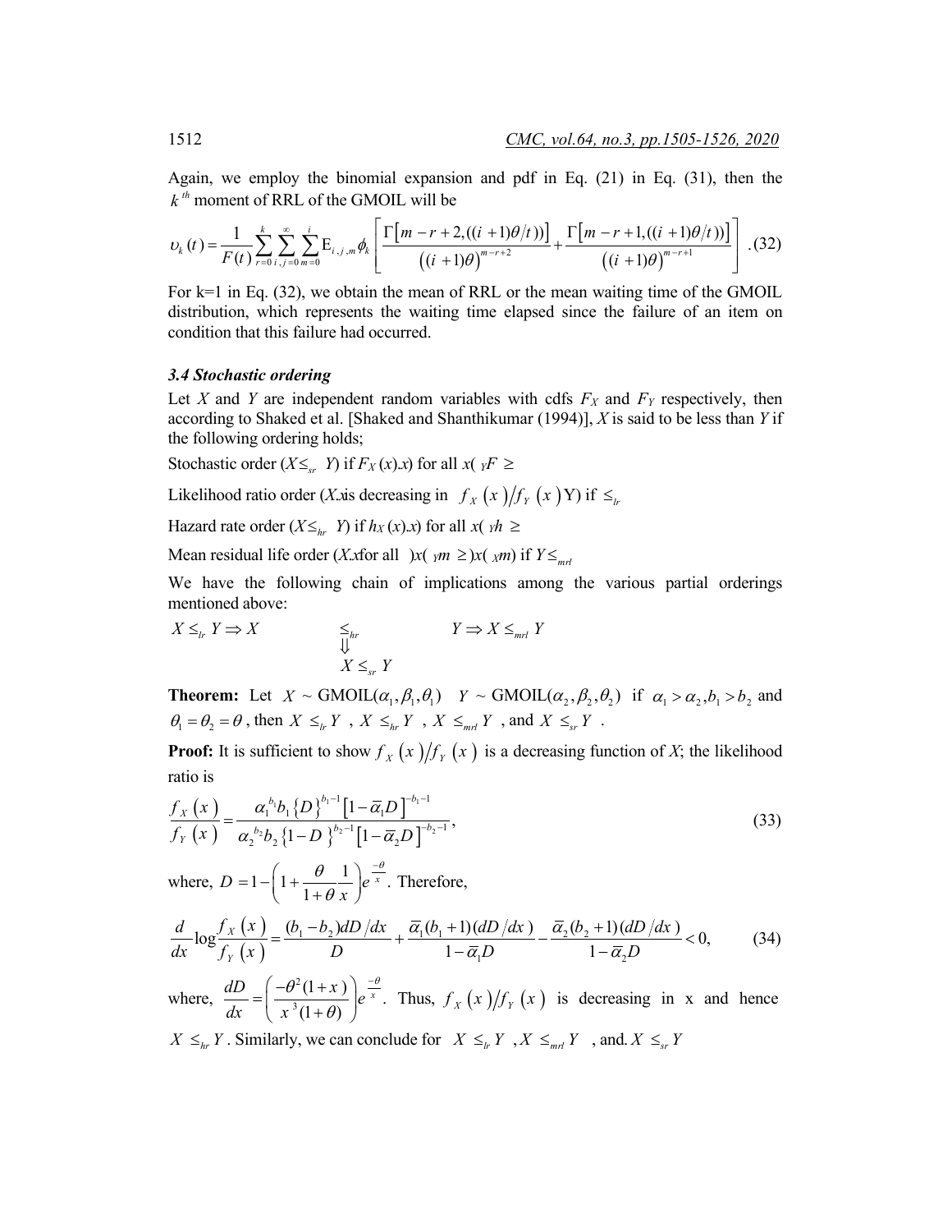Again, we employ the binomial expansion and pdf in Eq. (21) in Eq. (31), then the $k^{th}$ moment of RRL of the GMOIL will be

$$\upsilon_k(t) = \frac{1}{F(t)} \sum_{r=0}^{k} \sum_{i,j=0}^{\infty} \sum_{m=0}^{i} \mathrm{E}_{i,j,m} \phi_k \left[ \frac{\Gamma\left[m-r+2,((i+1)\theta/t))\right]}{\left((i+1)\theta\right)^{m-r+2}} + \frac{\Gamma\left[m-r+1,((i+1)\theta/t))\right]}{\left((i+1)\theta\right)^{m-r+1}} \right]. \quad (32)$$

For k=1 in Eq. (32), we obtain the mean of RRL or the mean waiting time of the GMOIL distribution, which represents the waiting time elapsed since the failure of an item on condition that this failure had occurred.

### 3.4 Stochastic ordering

Let $X$ and $Y$ are independent random variables with cdfs $F_X$ and $F_Y$ respectively, then according to Shaked et al. [Shaked and Shanthikumar (1994)], $X$ is said to be less than $Y$ if the following ordering holds;

Stochastic order ($X \leq_{sr} Y$) if $F_X(x) \geq F_Y(x)$ for all $x$

Likelihood ratio order ($X \leq_{lr} Y$) if $f_X(x)/f_Y(x)$ is decreasing in $x$

Hazard rate order ($X \leq_{hr} Y$) if $h_X(x) \geq h_Y(x)$ for all $x$

Mean residual life order ($X \leq_{mrl} Y$) if $m_X(x) \geq m_Y(x)$ for all $x$

We have the following chain of implications among the various partial orderings mentioned above:

$$X \leq_{lr} Y \Rightarrow X \leq_{hr} Y \Rightarrow X \leq_{mrl} Y$$
$$\Downarrow$$
$$X \leq_{sr} Y$$

**Theorem:** Let $X \sim \text{GMOIL}(\alpha_1, \beta_1, \theta_1)$ $Y \sim \text{GMOIL}(\alpha_2, \beta_2, \theta_2)$ if $\alpha_1 > \alpha_2, b_1 > b_2$ and $\theta_1 = \theta_2 = \theta$, then $X \leq_{lr} Y$, $X \leq_{hr} Y$, $X \leq_{mrl} Y$, and $X \leq_{sr} Y$.

**Proof:** It is sufficient to show $f_X(x)/f_Y(x)$ is a decreasing function of $X$; the likelihood ratio is

$$\frac{f_X(x)}{f_Y(x)} = \frac{\alpha_1^{b_1} b_1 \{D\}^{b_1-1} \left[1-\bar{\alpha}_1 D\right]^{-b_1-1}}{\alpha_2^{b_2} b_2 \{1-D\}^{b_2-1} \left[1-\bar{\alpha}_2 D\right]^{-b_2-1}}, \quad (33)$$

where, $D = 1 - \left(1 + \frac{\theta}{1+\theta}\frac{1}{x}\right) e^{\frac{-\theta}{x}}$. Therefore,

$$\frac{d}{dx} \log \frac{f_X(x)}{f_Y(x)} = \frac{(b_1 - b_2) dD/dx}{D} + \frac{\bar{\alpha}_1 (b_1+1)(dD/dx)}{1-\bar{\alpha}_1 D} - \frac{\bar{\alpha}_2 (b_2+1)(dD/dx)}{1-\bar{\alpha}_2 D} < 0, \quad (34)$$

where, $\frac{dD}{dx} = \left(\frac{-\theta^2 (1+x)}{x^3 (1+\theta)}\right) e^{\frac{-\theta}{x}}$. Thus, $f_X(x)/f_Y(x)$ is decreasing in x and hence $X \leq_{hr} Y$. Similarly, we can conclude for $X \leq_{lr} Y$, $X \leq_{mrl} Y$, and $X \leq_{sr} Y$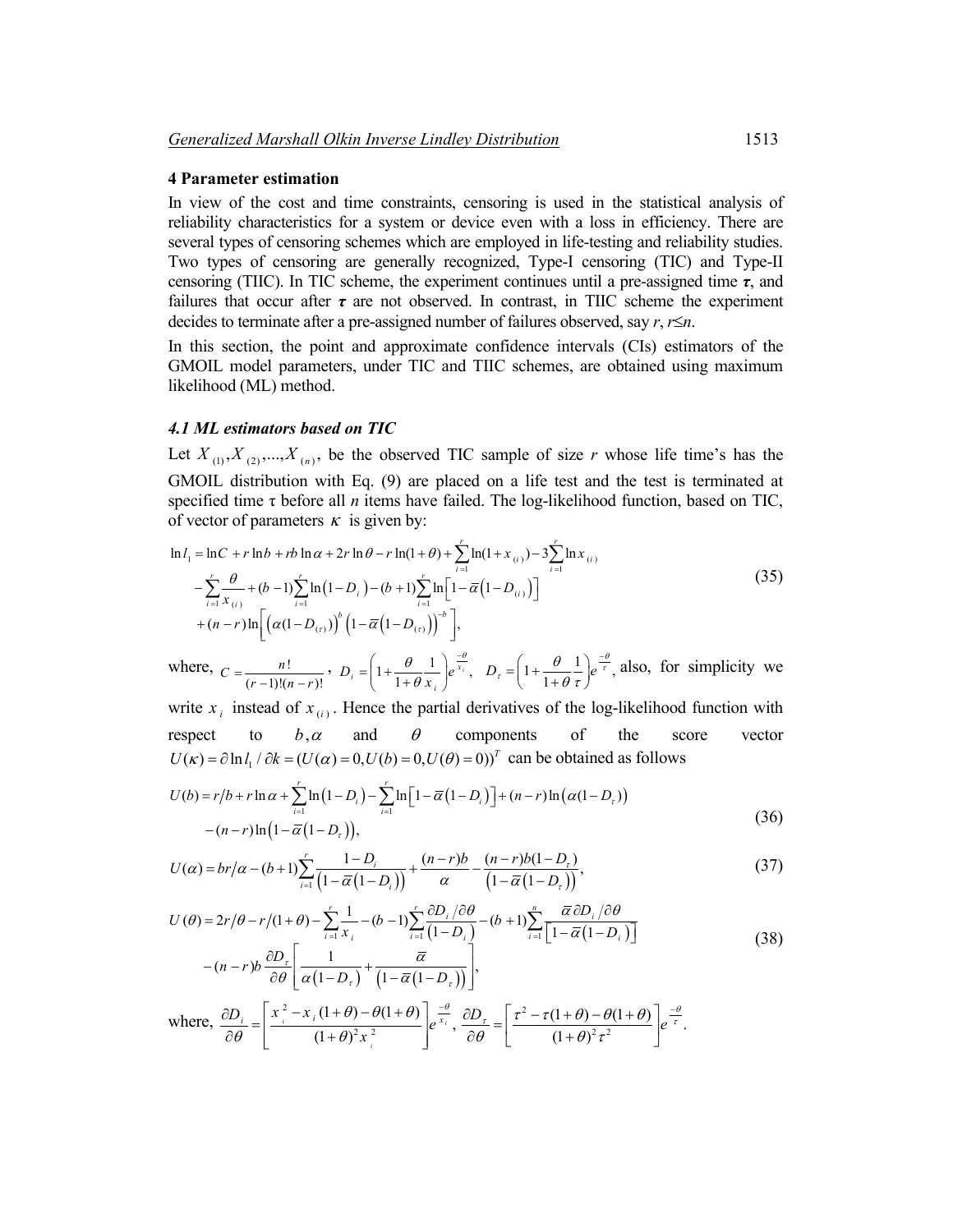## 4 Parameter estimation

In view of the cost and time constraints, censoring is used in the statistical analysis of reliability characteristics for a system or device even with a loss in efficiency. There are several types of censoring schemes which are employed in life-testing and reliability studies. Two types of censoring are generally recognized, Type-I censoring (TIC) and Type-II censoring (TIIC). In TIC scheme, the experiment continues until a pre-assigned time $\boldsymbol{\tau}$, and failures that occur after $\boldsymbol{\tau}$ are not observed. In contrast, in TIIC scheme the experiment decides to terminate after a pre-assigned number of failures observed, say $r$, $r \le n$.

In this section, the point and approximate confidence intervals (CIs) estimators of the GMOIL model parameters, under TIC and TIIC schemes, are obtained using maximum likelihood (ML) method.

### *4.1 ML estimators based on TIC*

Let $X_{(1)}, X_{(2)}, ..., X_{(n)}$, be the observed TIC sample of size $r$ whose life time's has the GMOIL distribution with Eq. (9) are placed on a life test and the test is terminated at specified time $\tau$ before all $n$ items have failed. The log-likelihood function, based on TIC, of vector of parameters $\kappa$ is given by:

$$
\begin{aligned}
\ln l_1 &= \ln C + r\ln b + rb\ln\alpha + 2r\ln\theta - r\ln(1+\theta) + \sum_{i=1}^{r}\ln(1+x_{(i)}) - 3\sum_{i=1}^{r}\ln x_{(i)} \\
&\quad - \sum_{i=1}^{r}\frac{\theta}{x_{(i)}} + (b-1)\sum_{i=1}^{r}\ln\left(1-D_{i}\right) - (b+1)\sum_{i=1}^{r}\ln\left[1-\bar{\alpha}\left(1-D_{(i)}\right)\right] \\
&\quad + (n-r)\ln\left[\left(\alpha(1-D_{(\tau)})\right)^{b}\left(1-\bar{\alpha}\left(1-D_{(\tau)}\right)\right)^{-b}\right],
\end{aligned} \tag{35}
$$

where, $C = \dfrac{n!}{(r-1)!(n-r)!}$, $D_i = \left(1+\dfrac{\theta}{1+\theta}\dfrac{1}{x_i}\right)e^{\frac{-\theta}{x_i}}$, $D_\tau = \left(1+\dfrac{\theta}{1+\theta}\dfrac{1}{\tau}\right)e^{\frac{-\theta}{\tau}}$, also, for simplicity we write $x_i$ instead of $x_{(i)}$. Hence the partial derivatives of the log-likelihood function with respect to $b, \alpha$ and $\theta$ components of the score vector $U(\kappa) = \partial \ln l_1 / \partial k = (U(\alpha)=0, U(b)=0, U(\theta)=0))^T$ can be obtained as follows

$$
\begin{aligned}
U(b) &= r/b + r\ln\alpha + \sum_{i=1}^{r}\ln\left(1-D_i\right) - \sum_{i=1}^{r}\ln\left[1-\bar{\alpha}\left(1-D_i\right)\right] + (n-r)\ln\left(\alpha(1-D_\tau)\right) \\
&\quad - (n-r)\ln\left(1-\bar{\alpha}\left(1-D_\tau\right)\right),
\end{aligned} \tag{36}
$$

$$
U(\alpha) = br/\alpha - (b+1)\sum_{i=1}^{r}\frac{1-D_i}{\left(1-\bar{\alpha}\left(1-D_i\right)\right)} + \frac{(n-r)b}{\alpha} - \frac{(n-r)b(1-D_\tau)}{\left(1-\bar{\alpha}\left(1-D_\tau\right)\right)}, \tag{37}
$$

$$
\begin{aligned}
U(\theta) &= 2r/\theta - r/(1+\theta) - \sum_{i=1}^{r}\frac{1}{x_i} - (b-1)\sum_{i=1}^{r}\frac{\partial D_i/\partial\theta}{\left(1-D_i\right)} - (b+1)\sum_{i=1}^{n}\frac{\bar{\alpha}\,\partial D_i/\partial\theta}{\left[1-\bar{\alpha}\left(1-D_i\right)\right]} \\
&\quad - (n-r)b\frac{\partial D_\tau}{\partial\theta}\left[\frac{1}{\alpha\left(1-D_\tau\right)} + \frac{\bar{\alpha}}{\left(1-\bar{\alpha}\left(1-D_\tau\right)\right)}\right],
\end{aligned} \tag{38}
$$

where, $\dfrac{\partial D_i}{\partial\theta} = \left[\dfrac{x_i^2 - x_i(1+\theta) - \theta(1+\theta)}{(1+\theta)^2 x_i^2}\right]e^{\frac{-\theta}{x_i}}$, $\dfrac{\partial D_\tau}{\partial\theta} = \left[\dfrac{\tau^2 - \tau(1+\theta) - \theta(1+\theta)}{(1+\theta)^2\tau^2}\right]e^{\frac{-\theta}{\tau}}$.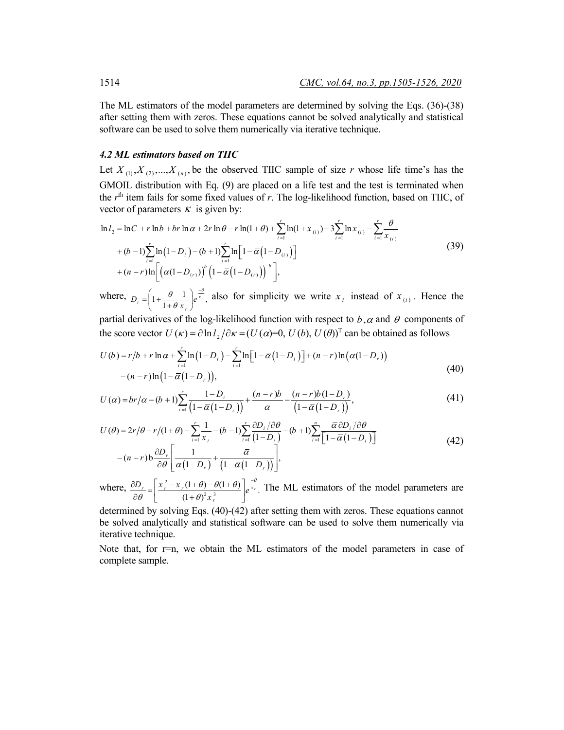The ML estimators of the model parameters are determined by solving the Eqs. (36)-(38) after setting them with zeros. These equations cannot be solved analytically and statistical software can be used to solve them numerically via iterative technique.

### *4.2 ML estimators based on TIIC*

Let $X_{(1)}, X_{(2)}, ..., X_{(n)}$, be the observed TIIC sample of size *r* whose life time's has the GMOIL distribution with Eq. (9) are placed on a life test and the test is terminated when the $r^{th}$ item fails for some fixed values of *r*. The log-likelihood function, based on TIIC, of vector of parameters $\kappa$ is given by:

$$
\begin{aligned}
\ln l_2 = & \ln C + r\ln b + br\ln\alpha + 2r\ln\theta - r\ln(1+\theta) + \sum_{i=1}^{r}\ln(1+x_{(i)}) - 3\sum_{i=1}^{r}\ln x_{(i)} - \sum_{i=1}^{r}\frac{\theta}{x_{(i)}} \\
& + (b-1)\sum_{i=1}^{r}\ln\left(1-D_i\right) - (b+1)\sum_{i=1}^{r}\ln\left[1-\bar{\alpha}\left(1-D_{(i)}\right)\right] \\
& + (n-r)\ln\left[\left(\alpha(1-D_{(r)})\right)^{b}\left(1-\bar{\alpha}\left(1-D_{(r)}\right)\right)^{-b}\right],
\end{aligned}
\tag{39}
$$

where, $D_r = \left(1+\frac{\theta}{1+\theta}\frac{1}{x_r}\right)e^{\frac{-\theta}{x_r}}$, also for simplicity we write $x_i$ instead of $x_{(i)}$. Hence the partial derivatives of the log-likelihood function with respect to $b, \alpha$ and $\theta$ components of the score vector $U(\kappa) = \partial\ln l_2/\partial\kappa = (U(\alpha)=0,\, U(b),\, U(\theta))^{T}$ can be obtained as follows

$$
\begin{aligned}
U(b) = & \, r/b + r\ln\alpha + \sum_{i=1}^{r}\ln\left(1-D_i\right) - \sum_{i=1}^{r}\ln\left[1-\bar{\alpha}\left(1-D_i\right)\right] + (n-r)\ln\left(\alpha(1-D_r)\right) \\
& - (n-r)\ln\left(1-\bar{\alpha}\left(1-D_r\right)\right),
\end{aligned}
\tag{40}
$$

$$
U(\alpha) = br/\alpha - (b+1)\sum_{i=1}^{r}\frac{1-D_i}{\left(1-\bar{\alpha}\left(1-D_i\right)\right)} + \frac{(n-r)b}{\alpha} - \frac{(n-r)b(1-D_r)}{\left(1-\bar{\alpha}\left(1-D_r\right)\right)},
\tag{41}
$$

$$
\begin{aligned}
U(\theta) = & \, 2r/\theta - r/(1+\theta) - \sum_{i=1}^{r}\frac{1}{x_i} - (b-1)\sum_{i=1}^{r}\frac{\partial D_i/\partial\theta}{\left(1-D_i\right)} - (b+1)\sum_{i=1}^{n}\frac{\bar{\alpha}\,\partial D_i/\partial\theta}{\left[1-\bar{\alpha}\left(1-D_i\right)\right]} \\
& - (n-r)\,\mathrm{b}\frac{\partial D_r}{\partial\theta}\left[\frac{1}{\alpha\left(1-D_r\right)} + \frac{\bar{\alpha}}{\left(1-\bar{\alpha}\left(1-D_r\right)\right)}\right],
\end{aligned}
\tag{42}
$$

where, $\frac{\partial D_r}{\partial\theta} = \left[\frac{x_r^2 - x_r(1+\theta) - \theta(1+\theta)}{(1+\theta)^2 x_r^3}\right]e^{\frac{-\theta}{x_r}}$. The ML estimators of the model parameters are determined by solving Eqs. (40)-(42) after setting them with zeros. These equations cannot be solved analytically and statistical software can be used to solve them numerically via iterative technique.

Note that, for r=n, we obtain the ML estimators of the model parameters in case of complete sample.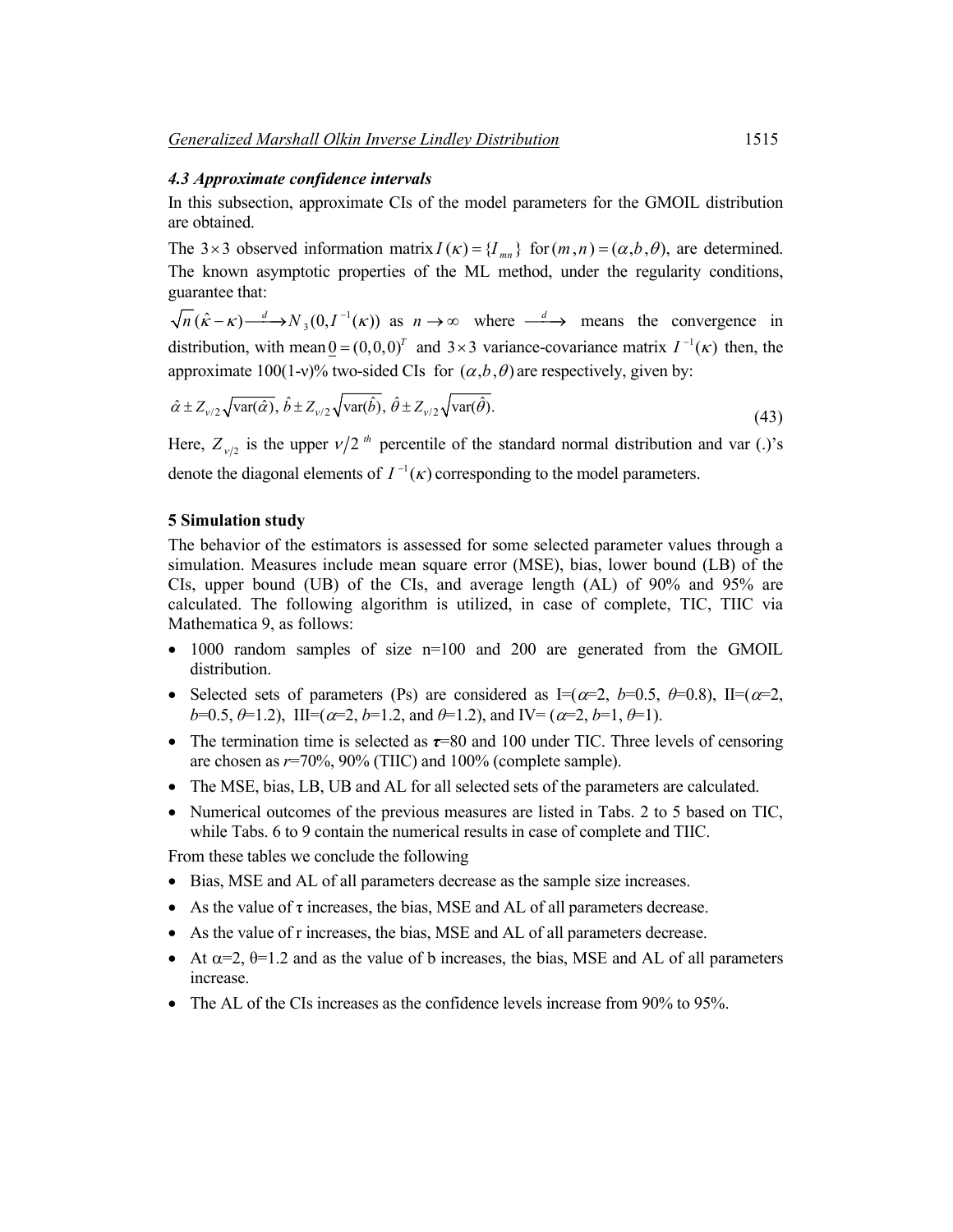### 4.3 Approximate confidence intervals

In this subsection, approximate CIs of the model parameters for the GMOIL distribution are obtained.

The $3\times 3$ observed information matrix $I(\kappa)=\{I_{mn}\}$ for $(m,n)=(\alpha,b,\theta)$, are determined. The known asymptotic properties of the ML method, under the regularity conditions, guarantee that:

$\sqrt{n}\,(\hat{\kappa}-\kappa)\xrightarrow{d} N_3(0,I^{-1}(\kappa))$ as $n\rightarrow\infty$ where $\xrightarrow{d}$ means the convergence in distribution, with mean $\underline{0}=(0,0,0)^T$ and $3\times 3$ variance-covariance matrix $I^{-1}(\kappa)$ then, the approximate 100(1-ν)% two-sided CIs for $(\alpha,b,\theta)$ are respectively, given by:

$$\hat{\alpha}\pm Z_{\nu/2}\sqrt{\mathrm{var}(\hat{\alpha})},\ \hat{b}\pm Z_{\nu/2}\sqrt{\mathrm{var}(\hat{b})},\ \hat{\theta}\pm Z_{\nu/2}\sqrt{\mathrm{var}(\hat{\theta})}. \tag{43}$$

Here, $Z_{\nu/2}$ is the upper $\nu/2^{\,th}$ percentile of the standard normal distribution and var (.)'s denote the diagonal elements of $I^{-1}(\kappa)$ corresponding to the model parameters.

## 5 Simulation study

The behavior of the estimators is assessed for some selected parameter values through a simulation. Measures include mean square error (MSE), bias, lower bound (LB) of the CIs, upper bound (UB) of the CIs, and average length (AL) of 90% and 95% are calculated. The following algorithm is utilized, in case of complete, TIC, TIIC via Mathematica 9, as follows:

- 1000 random samples of size n=100 and 200 are generated from the GMOIL distribution.
- Selected sets of parameters (Ps) are considered as I=($\alpha$=2, $b$=0.5, $\theta$=0.8), II=($\alpha$=2, $b$=0.5, $\theta$=1.2), III=($\alpha$=2, $b$=1.2, and $\theta$=1.2), and IV= ($\alpha$=2, $b$=1, $\theta$=1).
- The termination time is selected as $\boldsymbol{\tau}$=80 and 100 under TIC. Three levels of censoring are chosen as $r$=70%, 90% (TIIC) and 100% (complete sample).
- The MSE, bias, LB, UB and AL for all selected sets of the parameters are calculated.
- Numerical outcomes of the previous measures are listed in Tabs. 2 to 5 based on TIC, while Tabs. 6 to 9 contain the numerical results in case of complete and TIIC.

From these tables we conclude the following

- Bias, MSE and AL of all parameters decrease as the sample size increases.
- As the value of τ increases, the bias, MSE and AL of all parameters decrease.
- As the value of r increases, the bias, MSE and AL of all parameters decrease.
- At α=2, θ=1.2 and as the value of b increases, the bias, MSE and AL of all parameters increase.
- The AL of the CIs increases as the confidence levels increase from 90% to 95%.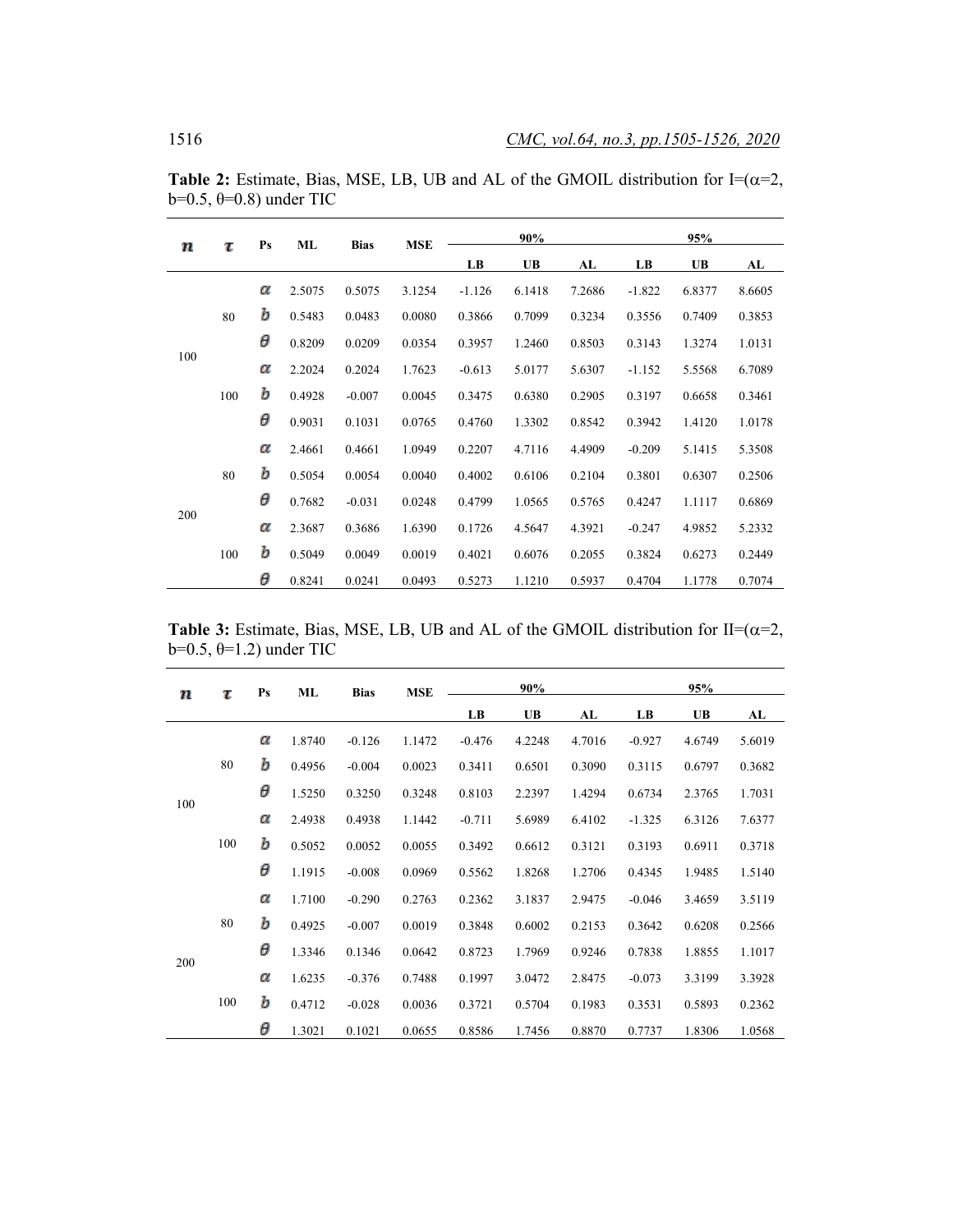**Table 2:** Estimate, Bias, MSE, LB, UB and AL of the GMOIL distribution for I=($\alpha$=2, b=0.5, $\theta$=0.8) under TIC

| $n$ | $\tau$ | Ps | ML | Bias | MSE | 90% | | | 95% | | |
|---|---|---|---|---|---|---|---|---|---|---|---|
| | | | | | | LB | UB | AL | LB | UB | AL |
| 100 | 80 | $\alpha$ | 2.5075 | 0.5075 | 3.1254 | -1.126 | 6.1418 | 7.2686 | -1.822 | 6.8377 | 8.6605 |
| | | $b$ | 0.5483 | 0.0483 | 0.0080 | 0.3866 | 0.7099 | 0.3234 | 0.3556 | 0.7409 | 0.3853 |
| | | $\theta$ | 0.8209 | 0.0209 | 0.0354 | 0.3957 | 1.2460 | 0.8503 | 0.3143 | 1.3274 | 1.0131 |
| | 100 | $\alpha$ | 2.2024 | 0.2024 | 1.7623 | -0.613 | 5.0177 | 5.6307 | -1.152 | 5.5568 | 6.7089 |
| | | $b$ | 0.4928 | -0.007 | 0.0045 | 0.3475 | 0.6380 | 0.2905 | 0.3197 | 0.6658 | 0.3461 |
| | | $\theta$ | 0.9031 | 0.1031 | 0.0765 | 0.4760 | 1.3302 | 0.8542 | 0.3942 | 1.4120 | 1.0178 |
| 200 | 80 | $\alpha$ | 2.4661 | 0.4661 | 1.0949 | 0.2207 | 4.7116 | 4.4909 | -0.209 | 5.1415 | 5.3508 |
| | | $b$ | 0.5054 | 0.0054 | 0.0040 | 0.4002 | 0.6106 | 0.2104 | 0.3801 | 0.6307 | 0.2506 |
| | | $\theta$ | 0.7682 | -0.031 | 0.0248 | 0.4799 | 1.0565 | 0.5765 | 0.4247 | 1.1117 | 0.6869 |
| | 100 | $\alpha$ | 2.3687 | 0.3686 | 1.6390 | 0.1726 | 4.5647 | 4.3921 | -0.247 | 4.9852 | 5.2332 |
| | | $b$ | 0.5049 | 0.0049 | 0.0019 | 0.4021 | 0.6076 | 0.2055 | 0.3824 | 0.6273 | 0.2449 |
| | | $\theta$ | 0.8241 | 0.0241 | 0.0493 | 0.5273 | 1.1210 | 0.5937 | 0.4704 | 1.1778 | 0.7074 |

**Table 3:** Estimate, Bias, MSE, LB, UB and AL of the GMOIL distribution for II=($\alpha$=2, b=0.5, $\theta$=1.2) under TIC

| $n$ | $\tau$ | Ps | ML | Bias | MSE | 90% | | | 95% | | |
|---|---|---|---|---|---|---|---|---|---|---|---|
| | | | | | | LB | UB | AL | LB | UB | AL |
| 100 | 80 | $\alpha$ | 1.8740 | -0.126 | 1.1472 | -0.476 | 4.2248 | 4.7016 | -0.927 | 4.6749 | 5.6019 |
| | | $b$ | 0.4956 | -0.004 | 0.0023 | 0.3411 | 0.6501 | 0.3090 | 0.3115 | 0.6797 | 0.3682 |
| | | $\theta$ | 1.5250 | 0.3250 | 0.3248 | 0.8103 | 2.2397 | 1.4294 | 0.6734 | 2.3765 | 1.7031 |
| | 100 | $\alpha$ | 2.4938 | 0.4938 | 1.1442 | -0.711 | 5.6989 | 6.4102 | -1.325 | 6.3126 | 7.6377 |
| | | $b$ | 0.5052 | 0.0052 | 0.0055 | 0.3492 | 0.6612 | 0.3121 | 0.3193 | 0.6911 | 0.3718 |
| | | $\theta$ | 1.1915 | -0.008 | 0.0969 | 0.5562 | 1.8268 | 1.2706 | 0.4345 | 1.9485 | 1.5140 |
| 200 | 80 | $\alpha$ | 1.7100 | -0.290 | 0.2763 | 0.2362 | 3.1837 | 2.9475 | -0.046 | 3.4659 | 3.5119 |
| | | $b$ | 0.4925 | -0.007 | 0.0019 | 0.3848 | 0.6002 | 0.2153 | 0.3642 | 0.6208 | 0.2566 |
| | | $\theta$ | 1.3346 | 0.1346 | 0.0642 | 0.8723 | 1.7969 | 0.9246 | 0.7838 | 1.8855 | 1.1017 |
| | 100 | $\alpha$ | 1.6235 | -0.376 | 0.7488 | 0.1997 | 3.0472 | 2.8475 | -0.073 | 3.3199 | 3.3928 |
| | | $b$ | 0.4712 | -0.028 | 0.0036 | 0.3721 | 0.5704 | 0.1983 | 0.3531 | 0.5893 | 0.2362 |
| | | $\theta$ | 1.3021 | 0.1021 | 0.0655 | 0.8586 | 1.7456 | 0.8870 | 0.7737 | 1.8306 | 1.0568 |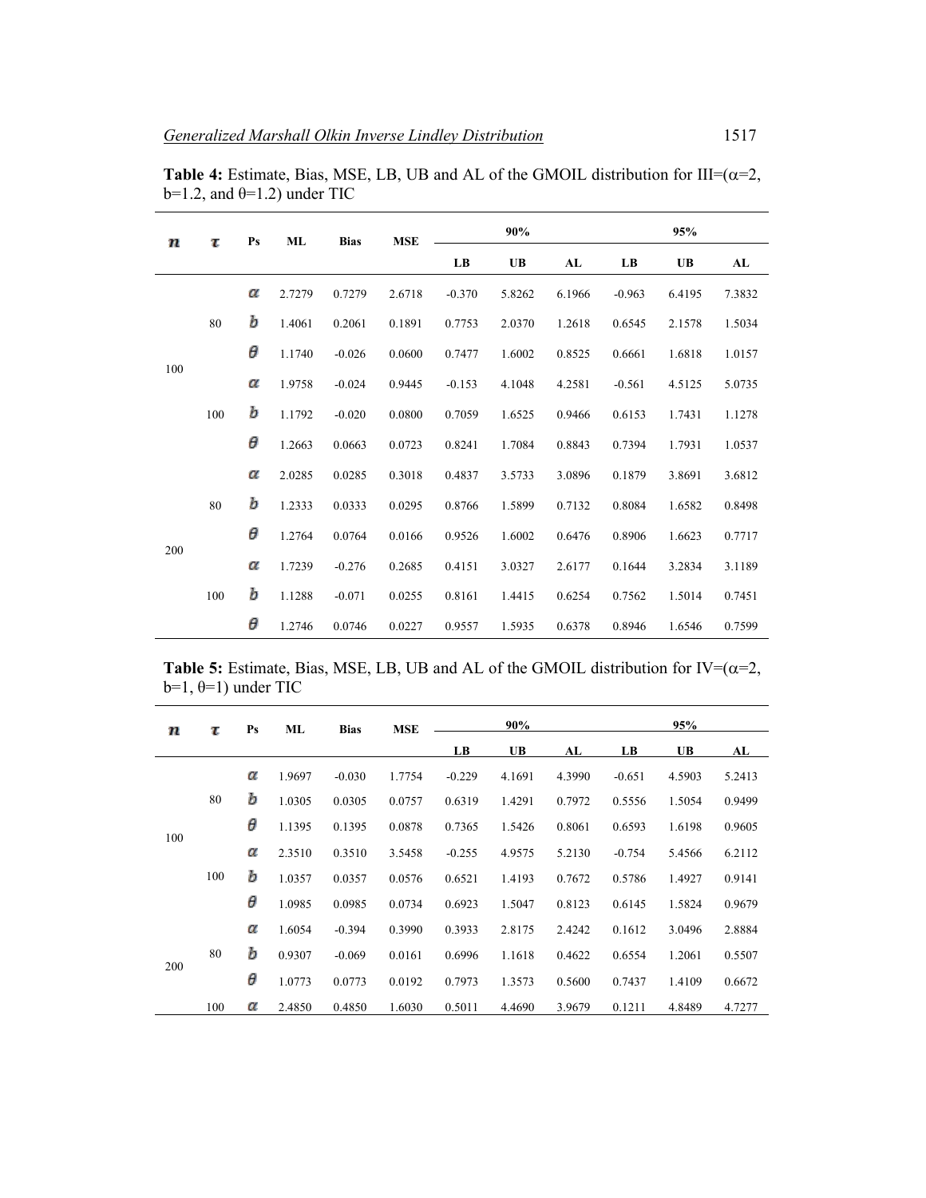**Table 4:** Estimate, Bias, MSE, LB, UB and AL of the GMOIL distribution for III=($\alpha$=2, b=1.2, and $\theta$=1.2) under TIC

| $n$ | $\tau$ | Ps | ML | Bias | MSE | 90% | | | 95% | | |
|---|---|---|---|---|---|---|---|---|---|---|---|
| | | | | | | LB | UB | AL | LB | UB | AL |
| 100 | 80 | $\alpha$ | 2.7279 | 0.7279 | 2.6718 | -0.370 | 5.8262 | 6.1966 | -0.963 | 6.4195 | 7.3832 |
| | | $b$ | 1.4061 | 0.2061 | 0.1891 | 0.7753 | 2.0370 | 1.2618 | 0.6545 | 2.1578 | 1.5034 |
| | | $\theta$ | 1.1740 | -0.026 | 0.0600 | 0.7477 | 1.6002 | 0.8525 | 0.6661 | 1.6818 | 1.0157 |
| | 100 | $\alpha$ | 1.9758 | -0.024 | 0.9445 | -0.153 | 4.1048 | 4.2581 | -0.561 | 4.5125 | 5.0735 |
| | | $b$ | 1.1792 | -0.020 | 0.0800 | 0.7059 | 1.6525 | 0.9466 | 0.6153 | 1.7431 | 1.1278 |
| | | $\theta$ | 1.2663 | 0.0663 | 0.0723 | 0.8241 | 1.7084 | 0.8843 | 0.7394 | 1.7931 | 1.0537 |
| 200 | 80 | $\alpha$ | 2.0285 | 0.0285 | 0.3018 | 0.4837 | 3.5733 | 3.0896 | 0.1879 | 3.8691 | 3.6812 |
| | | $b$ | 1.2333 | 0.0333 | 0.0295 | 0.8766 | 1.5899 | 0.7132 | 0.8084 | 1.6582 | 0.8498 |
| | | $\theta$ | 1.2764 | 0.0764 | 0.0166 | 0.9526 | 1.6002 | 0.6476 | 0.8906 | 1.6623 | 0.7717 |
| | 100 | $\alpha$ | 1.7239 | -0.276 | 0.2685 | 0.4151 | 3.0327 | 2.6177 | 0.1644 | 3.2834 | 3.1189 |
| | | $b$ | 1.1288 | -0.071 | 0.0255 | 0.8161 | 1.4415 | 0.6254 | 0.7562 | 1.5014 | 0.7451 |
| | | $\theta$ | 1.2746 | 0.0746 | 0.0227 | 0.9557 | 1.5935 | 0.6378 | 0.8946 | 1.6546 | 0.7599 |

**Table 5:** Estimate, Bias, MSE, LB, UB and AL of the GMOIL distribution for IV=($\alpha$=2, b=1, $\theta$=1) under TIC

| $n$ | $\tau$ | Ps | ML | Bias | MSE | 90% | | | 95% | | |
|---|---|---|---|---|---|---|---|---|---|---|---|
| | | | | | | LB | UB | AL | LB | UB | AL |
| 100 | 80 | $\alpha$ | 1.9697 | -0.030 | 1.7754 | -0.229 | 4.1691 | 4.3990 | -0.651 | 4.5903 | 5.2413 |
| | | $b$ | 1.0305 | 0.0305 | 0.0757 | 0.6319 | 1.4291 | 0.7972 | 0.5556 | 1.5054 | 0.9499 |
| | | $\theta$ | 1.1395 | 0.1395 | 0.0878 | 0.7365 | 1.5426 | 0.8061 | 0.6593 | 1.6198 | 0.9605 |
| | 100 | $\alpha$ | 2.3510 | 0.3510 | 3.5458 | -0.255 | 4.9575 | 5.2130 | -0.754 | 5.4566 | 6.2112 |
| | | $b$ | 1.0357 | 0.0357 | 0.0576 | 0.6521 | 1.4193 | 0.7672 | 0.5786 | 1.4927 | 0.9141 |
| | | $\theta$ | 1.0985 | 0.0985 | 0.0734 | 0.6923 | 1.5047 | 0.8123 | 0.6145 | 1.5824 | 0.9679 |
| 200 | 80 | $\alpha$ | 1.6054 | -0.394 | 0.3990 | 0.3933 | 2.8175 | 2.4242 | 0.1612 | 3.0496 | 2.8884 |
| | | $b$ | 0.9307 | -0.069 | 0.0161 | 0.6996 | 1.1618 | 0.4622 | 0.6554 | 1.2061 | 0.5507 |
| | | $\theta$ | 1.0773 | 0.0773 | 0.0192 | 0.7973 | 1.3573 | 0.5600 | 0.7437 | 1.4109 | 0.6672 |
| | 100 | $\alpha$ | 2.4850 | 0.4850 | 1.6030 | 0.5011 | 4.4690 | 3.9679 | 0.1211 | 4.8489 | 4.7277 |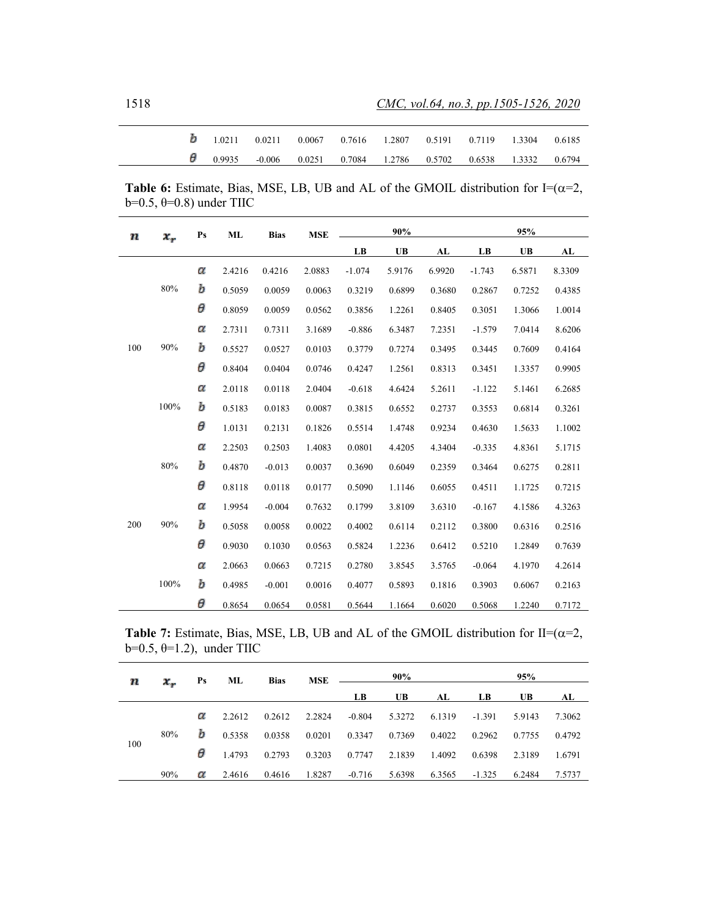| | | Ps | ML | Bias | MSE | LB | UB | AL | LB | UB | AL |
|---|---|---|---|---|---|---|---|---|---|---|---|
| | | $b$ | 1.0211 | 0.0211 | 0.0067 | 0.7616 | 1.2807 | 0.5191 | 0.7119 | 1.3304 | 0.6185 |
| | | $\theta$ | 0.9935 | -0.006 | 0.0251 | 0.7084 | 1.2786 | 0.5702 | 0.6538 | 1.3332 | 0.6794 |

**Table 6:** Estimate, Bias, MSE, LB, UB and AL of the GMOIL distribution for I=($\alpha$=2, b=0.5, $\theta$=0.8) under TIIC

| $n$ | $x_r$ | Ps | ML | Bias | MSE | 90% | | | 95% | | |
|---|---|---|---|---|---|---|---|---|---|---|---|
| | | | | | | LB | UB | AL | LB | UB | AL |
| 100 | 80% | $\alpha$ | 2.4216 | 0.4216 | 2.0883 | -1.074 | 5.9176 | 6.9920 | -1.743 | 6.5871 | 8.3309 |
| | | $b$ | 0.5059 | 0.0059 | 0.0063 | 0.3219 | 0.6899 | 0.3680 | 0.2867 | 0.7252 | 0.4385 |
| | | $\theta$ | 0.8059 | 0.0059 | 0.0562 | 0.3856 | 1.2261 | 0.8405 | 0.3051 | 1.3066 | 1.0014 |
| | 90% | $\alpha$ | 2.7311 | 0.7311 | 3.1689 | -0.886 | 6.3487 | 7.2351 | -1.579 | 7.0414 | 8.6206 |
| | | $b$ | 0.5527 | 0.0527 | 0.0103 | 0.3779 | 0.7274 | 0.3495 | 0.3445 | 0.7609 | 0.4164 |
| | | $\theta$ | 0.8404 | 0.0404 | 0.0746 | 0.4247 | 1.2561 | 0.8313 | 0.3451 | 1.3357 | 0.9905 |
| | 100% | $\alpha$ | 2.0118 | 0.0118 | 2.0404 | -0.618 | 4.6424 | 5.2611 | -1.122 | 5.1461 | 6.2685 |
| | | $b$ | 0.5183 | 0.0183 | 0.0087 | 0.3815 | 0.6552 | 0.2737 | 0.3553 | 0.6814 | 0.3261 |
| | | $\theta$ | 1.0131 | 0.2131 | 0.1826 | 0.5514 | 1.4748 | 0.9234 | 0.4630 | 1.5633 | 1.1002 |
| 200 | 80% | $\alpha$ | 2.2503 | 0.2503 | 1.4083 | 0.0801 | 4.4205 | 4.3404 | -0.335 | 4.8361 | 5.1715 |
| | | $b$ | 0.4870 | -0.013 | 0.0037 | 0.3690 | 0.6049 | 0.2359 | 0.3464 | 0.6275 | 0.2811 |
| | | $\theta$ | 0.8118 | 0.0118 | 0.0177 | 0.5090 | 1.1146 | 0.6055 | 0.4511 | 1.1725 | 0.7215 |
| | 90% | $\alpha$ | 1.9954 | -0.004 | 0.7632 | 0.1799 | 3.8109 | 3.6310 | -0.167 | 4.1586 | 4.3263 |
| | | $b$ | 0.5058 | 0.0058 | 0.0022 | 0.4002 | 0.6114 | 0.2112 | 0.3800 | 0.6316 | 0.2516 |
| | | $\theta$ | 0.9030 | 0.1030 | 0.0563 | 0.5824 | 1.2236 | 0.6412 | 0.5210 | 1.2849 | 0.7639 |
| | 100% | $\alpha$ | 2.0663 | 0.0663 | 0.7215 | 0.2780 | 3.8545 | 3.5765 | -0.064 | 4.1970 | 4.2614 |
| | | $b$ | 0.4985 | -0.001 | 0.0016 | 0.4077 | 0.5893 | 0.1816 | 0.3903 | 0.6067 | 0.2163 |
| | | $\theta$ | 0.8654 | 0.0654 | 0.0581 | 0.5644 | 1.1664 | 0.6020 | 0.5068 | 1.2240 | 0.7172 |

**Table 7:** Estimate, Bias, MSE, LB, UB and AL of the GMOIL distribution for II=($\alpha$=2, b=0.5, $\theta$=1.2), under TIIC

| $n$ | $x_r$ | Ps | ML | Bias | MSE | 90% | | | 95% | | |
|---|---|---|---|---|---|---|---|---|---|---|---|
| | | | | | | LB | UB | AL | LB | UB | AL |
| 100 | 80% | $\alpha$ | 2.2612 | 0.2612 | 2.2824 | -0.804 | 5.3272 | 6.1319 | -1.391 | 5.9143 | 7.3062 |
| | | $b$ | 0.5358 | 0.0358 | 0.0201 | 0.3347 | 0.7369 | 0.4022 | 0.2962 | 0.7755 | 0.4792 |
| | | $\theta$ | 1.4793 | 0.2793 | 0.3203 | 0.7747 | 2.1839 | 1.4092 | 0.6398 | 2.3189 | 1.6791 |
| | 90% | $\alpha$ | 2.4616 | 0.4616 | 1.8287 | -0.716 | 5.6398 | 6.3565 | -1.325 | 6.2484 | 7.5737 |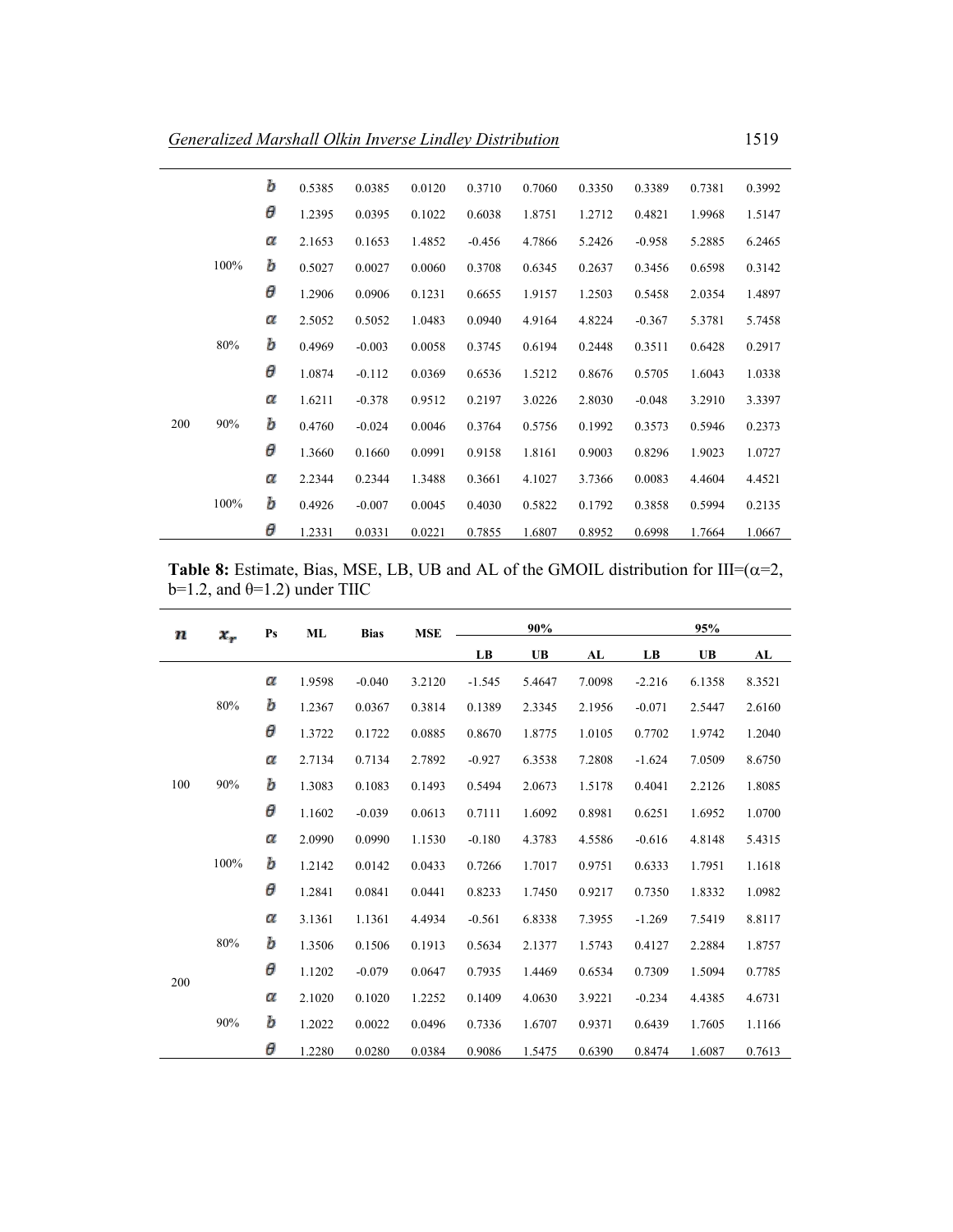| | | | | | | | | | | | |
|---|---|---|---|---|---|---|---|---|---|---|---|
| | | $b$ | 0.5385 | 0.0385 | 0.0120 | 0.3710 | 0.7060 | 0.3350 | 0.3389 | 0.7381 | 0.3992 |
| | | $\theta$ | 1.2395 | 0.0395 | 0.1022 | 0.6038 | 1.8751 | 1.2712 | 0.4821 | 1.9968 | 1.5147 |
| | | $\alpha$ | 2.1653 | 0.1653 | 1.4852 | -0.456 | 4.7866 | 5.2426 | -0.958 | 5.2885 | 6.2465 |
| | 100% | $b$ | 0.5027 | 0.0027 | 0.0060 | 0.3708 | 0.6345 | 0.2637 | 0.3456 | 0.6598 | 0.3142 |
| | | $\theta$ | 1.2906 | 0.0906 | 0.1231 | 0.6655 | 1.9157 | 1.2503 | 0.5458 | 2.0354 | 1.4897 |
| | | $\alpha$ | 2.5052 | 0.5052 | 1.0483 | 0.0940 | 4.9164 | 4.8224 | -0.367 | 5.3781 | 5.7458 |
| | 80% | $b$ | 0.4969 | -0.003 | 0.0058 | 0.3745 | 0.6194 | 0.2448 | 0.3511 | 0.6428 | 0.2917 |
| | | $\theta$ | 1.0874 | -0.112 | 0.0369 | 0.6536 | 1.5212 | 0.8676 | 0.5705 | 1.6043 | 1.0338 |
| | | $\alpha$ | 1.6211 | -0.378 | 0.9512 | 0.2197 | 3.0226 | 2.8030 | -0.048 | 3.2910 | 3.3397 |
| 200 | 90% | $b$ | 0.4760 | -0.024 | 0.0046 | 0.3764 | 0.5756 | 0.1992 | 0.3573 | 0.5946 | 0.2373 |
| | | $\theta$ | 1.3660 | 0.1660 | 0.0991 | 0.9158 | 1.8161 | 0.9003 | 0.8296 | 1.9023 | 1.0727 |
| | | $\alpha$ | 2.2344 | 0.2344 | 1.3488 | 0.3661 | 4.1027 | 3.7366 | 0.0083 | 4.4604 | 4.4521 |
| | 100% | $b$ | 0.4926 | -0.007 | 0.0045 | 0.4030 | 0.5822 | 0.1792 | 0.3858 | 0.5994 | 0.2135 |
| | | $\theta$ | 1.2331 | 0.0331 | 0.0221 | 0.7855 | 1.6807 | 0.8952 | 0.6998 | 1.7664 | 1.0667 |

**Table 8:** Estimate, Bias, MSE, LB, UB and AL of the GMOIL distribution for III=($\alpha$=2, b=1.2, and $\theta$=1.2) under TIIC

| $n$ | $x_r$ | Ps | ML | Bias | MSE | 90% | | | 95% | | |
|---|---|---|---|---|---|---|---|---|---|---|---|
| | | | | | | LB | UB | AL | LB | UB | AL |
| | | $\alpha$ | 1.9598 | -0.040 | 3.2120 | -1.545 | 5.4647 | 7.0098 | -2.216 | 6.1358 | 8.3521 |
| | 80% | $b$ | 1.2367 | 0.0367 | 0.3814 | 0.1389 | 2.3345 | 2.1956 | -0.071 | 2.5447 | 2.6160 |
| | | $\theta$ | 1.3722 | 0.1722 | 0.0885 | 0.8670 | 1.8775 | 1.0105 | 0.7702 | 1.9742 | 1.2040 |
| | | $\alpha$ | 2.7134 | 0.7134 | 2.7892 | -0.927 | 6.3538 | 7.2808 | -1.624 | 7.0509 | 8.6750 |
| 100 | 90% | $b$ | 1.3083 | 0.1083 | 0.1493 | 0.5494 | 2.0673 | 1.5178 | 0.4041 | 2.2126 | 1.8085 |
| | | $\theta$ | 1.1602 | -0.039 | 0.0613 | 0.7111 | 1.6092 | 0.8981 | 0.6251 | 1.6952 | 1.0700 |
| | | $\alpha$ | 2.0990 | 0.0990 | 1.1530 | -0.180 | 4.3783 | 4.5586 | -0.616 | 4.8148 | 5.4315 |
| | 100% | $b$ | 1.2142 | 0.0142 | 0.0433 | 0.7266 | 1.7017 | 0.9751 | 0.6333 | 1.7951 | 1.1618 |
| | | $\theta$ | 1.2841 | 0.0841 | 0.0441 | 0.8233 | 1.7450 | 0.9217 | 0.7350 | 1.8332 | 1.0982 |
| | | $\alpha$ | 3.1361 | 1.1361 | 4.4934 | -0.561 | 6.8338 | 7.3955 | -1.269 | 7.5419 | 8.8117 |
| | 80% | $b$ | 1.3506 | 0.1506 | 0.1913 | 0.5634 | 2.1377 | 1.5743 | 0.4127 | 2.2884 | 1.8757 |
| 200 | | $\theta$ | 1.1202 | -0.079 | 0.0647 | 0.7935 | 1.4469 | 0.6534 | 0.7309 | 1.5094 | 0.7785 |
| | | $\alpha$ | 2.1020 | 0.1020 | 1.2252 | 0.1409 | 4.0630 | 3.9221 | -0.234 | 4.4385 | 4.6731 |
| | 90% | $b$ | 1.2022 | 0.0022 | 0.0496 | 0.7336 | 1.6707 | 0.9371 | 0.6439 | 1.7605 | 1.1166 |
| | | $\theta$ | 1.2280 | 0.0280 | 0.0384 | 0.9086 | 1.5475 | 0.6390 | 0.8474 | 1.6087 | 0.7613 |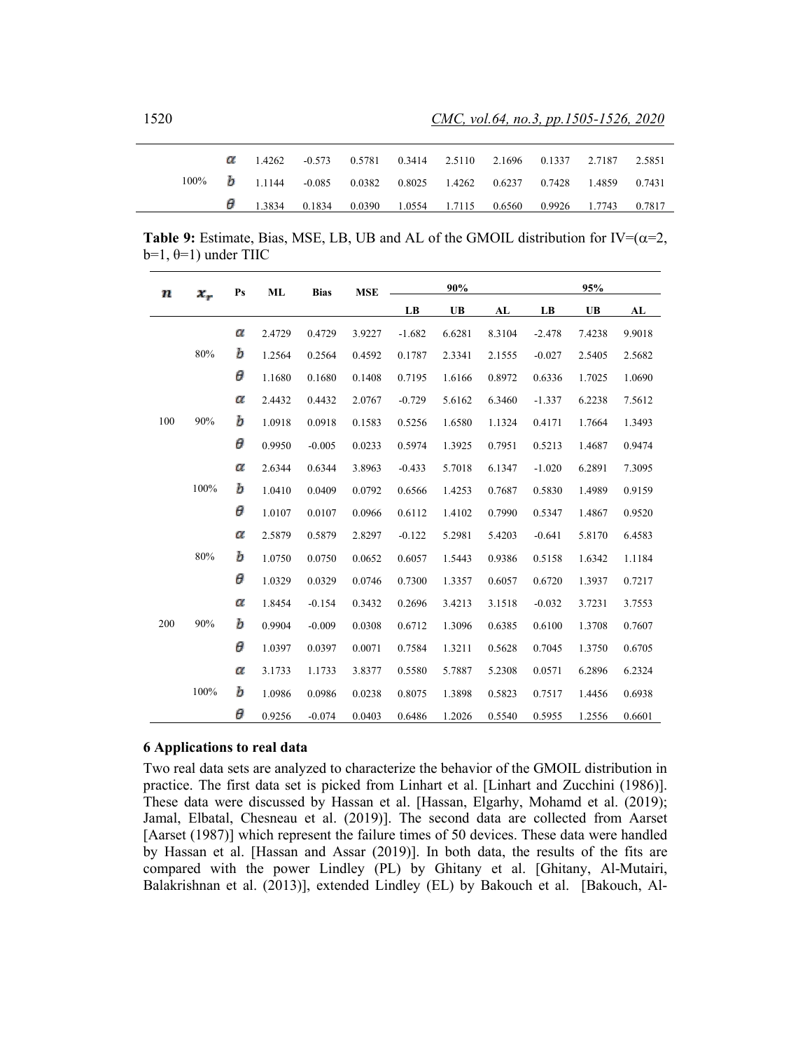|  |  | Ps | ML | Bias | MSE | LB | UB | AL | LB | UB | AL |
|---|---|---|---|---|---|---|---|---|---|---|---|
|  | 100% | $\alpha$ | 1.4262 | -0.573 | 0.5781 | 0.3414 | 2.5110 | 2.1696 | 0.1337 | 2.7187 | 2.5851 |
|  |  | $b$ | 1.1144 | -0.085 | 0.0382 | 0.8025 | 1.4262 | 0.6237 | 0.7428 | 1.4859 | 0.7431 |
|  |  | $\theta$ | 1.3834 | 0.1834 | 0.0390 | 1.0554 | 1.7115 | 0.6560 | 0.9926 | 1.7743 | 0.7817 |

**Table 9:** Estimate, Bias, MSE, LB, UB and AL of the GMOIL distribution for IV=($\alpha$=2, b=1, $\theta$=1) under TIIC

| $n$ | $x_r$ | Ps | ML | Bias | MSE | 90% | | | 95% | | |
|---|---|---|---|---|---|---|---|---|---|---|---|
|  |  |  |  |  |  | LB | UB | AL | LB | UB | AL |
| 100 | 80% | $\alpha$ | 2.4729 | 0.4729 | 3.9227 | -1.682 | 6.6281 | 8.3104 | -2.478 | 7.4238 | 9.9018 |
|  |  | $b$ | 1.2564 | 0.2564 | 0.4592 | 0.1787 | 2.3341 | 2.1555 | -0.027 | 2.5405 | 2.5682 |
|  |  | $\theta$ | 1.1680 | 0.1680 | 0.1408 | 0.7195 | 1.6166 | 0.8972 | 0.6336 | 1.7025 | 1.0690 |
|  | 90% | $\alpha$ | 2.4432 | 0.4432 | 2.0767 | -0.729 | 5.6162 | 6.3460 | -1.337 | 6.2238 | 7.5612 |
|  |  | $b$ | 1.0918 | 0.0918 | 0.1583 | 0.5256 | 1.6580 | 1.1324 | 0.4171 | 1.7664 | 1.3493 |
|  |  | $\theta$ | 0.9950 | -0.005 | 0.0233 | 0.5974 | 1.3925 | 0.7951 | 0.5213 | 1.4687 | 0.9474 |
|  | 100% | $\alpha$ | 2.6344 | 0.6344 | 3.8963 | -0.433 | 5.7018 | 6.1347 | -1.020 | 6.2891 | 7.3095 |
|  |  | $b$ | 1.0410 | 0.0409 | 0.0792 | 0.6566 | 1.4253 | 0.7687 | 0.5830 | 1.4989 | 0.9159 |
|  |  | $\theta$ | 1.0107 | 0.0107 | 0.0966 | 0.6112 | 1.4102 | 0.7990 | 0.5347 | 1.4867 | 0.9520 |
| 200 | 80% | $\alpha$ | 2.5879 | 0.5879 | 2.8297 | -0.122 | 5.2981 | 5.4203 | -0.641 | 5.8170 | 6.4583 |
|  |  | $b$ | 1.0750 | 0.0750 | 0.0652 | 0.6057 | 1.5443 | 0.9386 | 0.5158 | 1.6342 | 1.1184 |
|  |  | $\theta$ | 1.0329 | 0.0329 | 0.0746 | 0.7300 | 1.3357 | 0.6057 | 0.6720 | 1.3937 | 0.7217 |
|  | 90% | $\alpha$ | 1.8454 | -0.154 | 0.3432 | 0.2696 | 3.4213 | 3.1518 | -0.032 | 3.7231 | 3.7553 |
|  |  | $b$ | 0.9904 | -0.009 | 0.0308 | 0.6712 | 1.3096 | 0.6385 | 0.6100 | 1.3708 | 0.7607 |
|  |  | $\theta$ | 1.0397 | 0.0397 | 0.0071 | 0.7584 | 1.3211 | 0.5628 | 0.7045 | 1.3750 | 0.6705 |
|  | 100% | $\alpha$ | 3.1733 | 1.1733 | 3.8377 | 0.5580 | 5.7887 | 5.2308 | 0.0571 | 6.2896 | 6.2324 |
|  |  | $b$ | 1.0986 | 0.0986 | 0.0238 | 0.8075 | 1.3898 | 0.5823 | 0.7517 | 1.4456 | 0.6938 |
|  |  | $\theta$ | 0.9256 | -0.074 | 0.0403 | 0.6486 | 1.2026 | 0.5540 | 0.5955 | 1.2556 | 0.6601 |

## 6 Applications to real data

Two real data sets are analyzed to characterize the behavior of the GMOIL distribution in practice. The first data set is picked from Linhart et al. [Linhart and Zucchini (1986)]. These data were discussed by Hassan et al. [Hassan, Elgarhy, Mohamd et al. (2019); Jamal, Elbatal, Chesneau et al. (2019)]. The second data are collected from Aarset [Aarset (1987)] which represent the failure times of 50 devices. These data were handled by Hassan et al. [Hassan and Assar (2019)]. In both data, the results of the fits are compared with the power Lindley (PL) by Ghitany et al. [Ghitany, Al-Mutairi, Balakrishnan et al. (2013)], extended Lindley (EL) by Bakouch et al. [Bakouch, Al-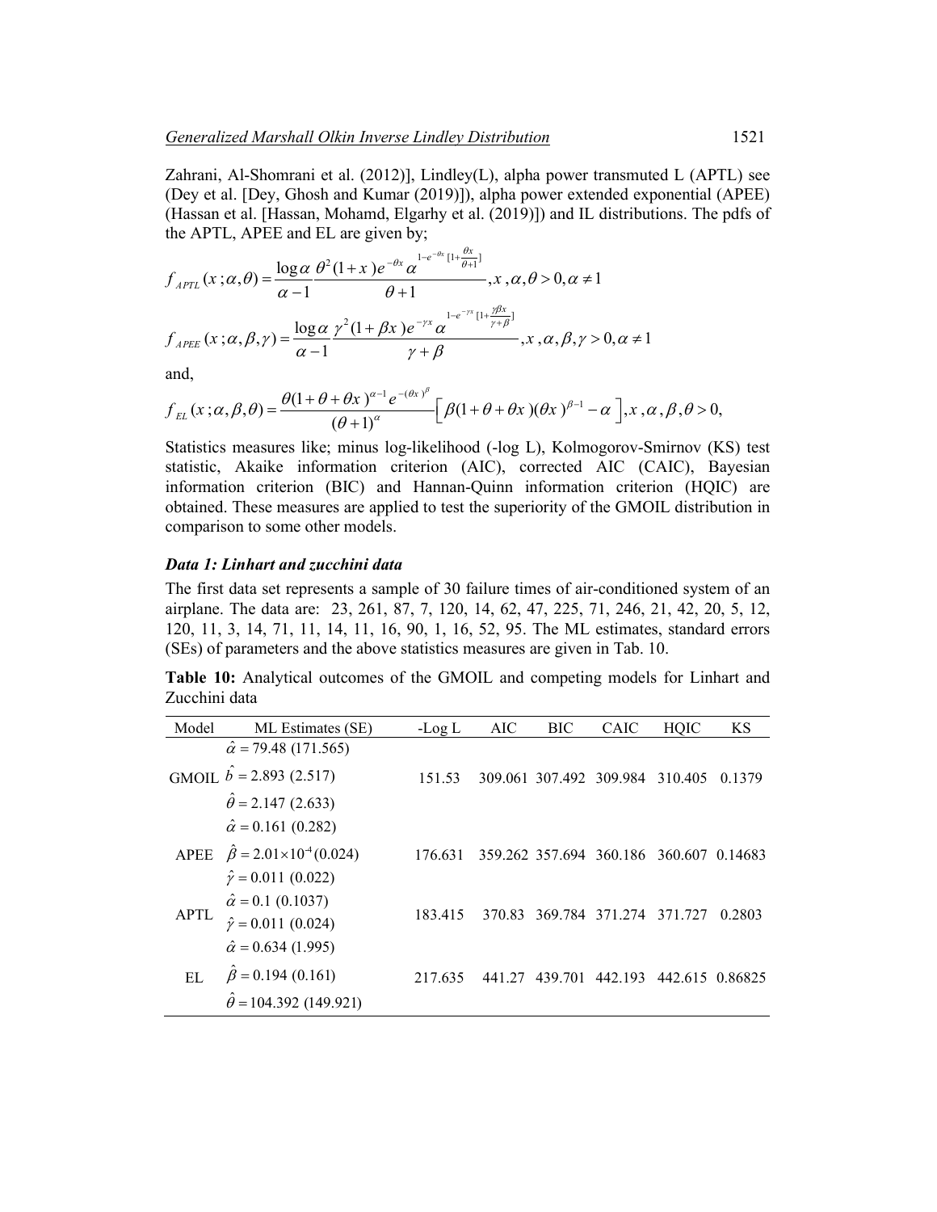Zahrani, Al-Shomrani et al. (2012)], Lindley(L), alpha power transmuted L (APTL) see (Dey et al. [Dey, Ghosh and Kumar (2019)]), alpha power extended exponential (APEE) (Hassan et al. [Hassan, Mohamd, Elgarhy et al. (2019)]) and IL distributions. The pdfs of the APTL, APEE and EL are given by;

$$f_{APTL}(x;\alpha,\theta)=\frac{\log\alpha}{\alpha-1}\frac{\theta^2(1+x)e^{-\theta x}\alpha^{1-e^{-\theta x}[1+\frac{\theta x}{\theta+1}]}}{\theta+1},x,\alpha,\theta>0,\alpha\neq 1$$

$$f_{APEE}(x;\alpha,\beta,\gamma)=\frac{\log\alpha}{\alpha-1}\frac{\gamma^2(1+\beta x)e^{-\gamma x}\alpha^{1-e^{-\gamma x}[1+\frac{\gamma\beta x}{\gamma+\beta}]}}{\gamma+\beta},x,\alpha,\beta,\gamma>0,\alpha\neq 1$$

and,

$$f_{EL}(x;\alpha,\beta,\theta)=\frac{\theta(1+\theta+\theta x)^{\alpha-1}e^{-(\theta x)^{\beta}}}{(\theta+1)^{\alpha}}\left[\beta(1+\theta+\theta x)(\theta x)^{\beta-1}-\alpha\right],x,\alpha,\beta,\theta>0,$$

Statistics measures like; minus log-likelihood (-log L), Kolmogorov-Smirnov (KS) test statistic, Akaike information criterion (AIC), corrected AIC (CAIC), Bayesian information criterion (BIC) and Hannan-Quinn information criterion (HQIC) are obtained. These measures are applied to test the superiority of the GMOIL distribution in comparison to some other models.

### *Data 1: Linhart and zucchini data*

The first data set represents a sample of 30 failure times of air-conditioned system of an airplane. The data are: 23, 261, 87, 7, 120, 14, 62, 47, 225, 71, 246, 21, 42, 20, 5, 12, 120, 11, 3, 14, 71, 11, 14, 11, 16, 90, 1, 16, 52, 95. The ML estimates, standard errors (SEs) of parameters and the above statistics measures are given in Tab. 10.

**Table 10:** Analytical outcomes of the GMOIL and competing models for Linhart and Zucchini data

| Model | ML Estimates (SE) | -Log L | AIC | BIC | CAIC | HQIC | KS |
|---|---|---|---|---|---|---|---|
| GMOIL | $\hat{\alpha}=79.48$ (171.565) | 151.53 | 309.061 | 307.492 | 309.984 | 310.405 | 0.1379 |
| | $\hat{b}=2.893$ (2.517) | | | | | | |
| | $\hat{\theta}=2.147$ (2.633) | | | | | | |
| APEE | $\hat{\alpha}=0.161$ (0.282) | 176.631 | 359.262 | 357.694 | 360.186 | 360.607 | 0.14683 |
| | $\hat{\beta}=2.01\times10^{-4}$ (0.024) | | | | | | |
| | $\hat{\gamma}=0.011$ (0.022) | | | | | | |
| APTL | $\hat{\alpha}=0.1$ (0.1037) | 183.415 | 370.83 | 369.784 | 371.274 | 371.727 | 0.2803 |
| | $\hat{\gamma}=0.011$ (0.024) | | | | | | |
| EL | $\hat{\alpha}=0.634$ (1.995) | 217.635 | 441.27 | 439.701 | 442.193 | 442.615 | 0.86825 |
| | $\hat{\beta}=0.194$ (0.161) | | | | | | |
| | $\hat{\theta}=104.392$ (149.921) | | | | | | |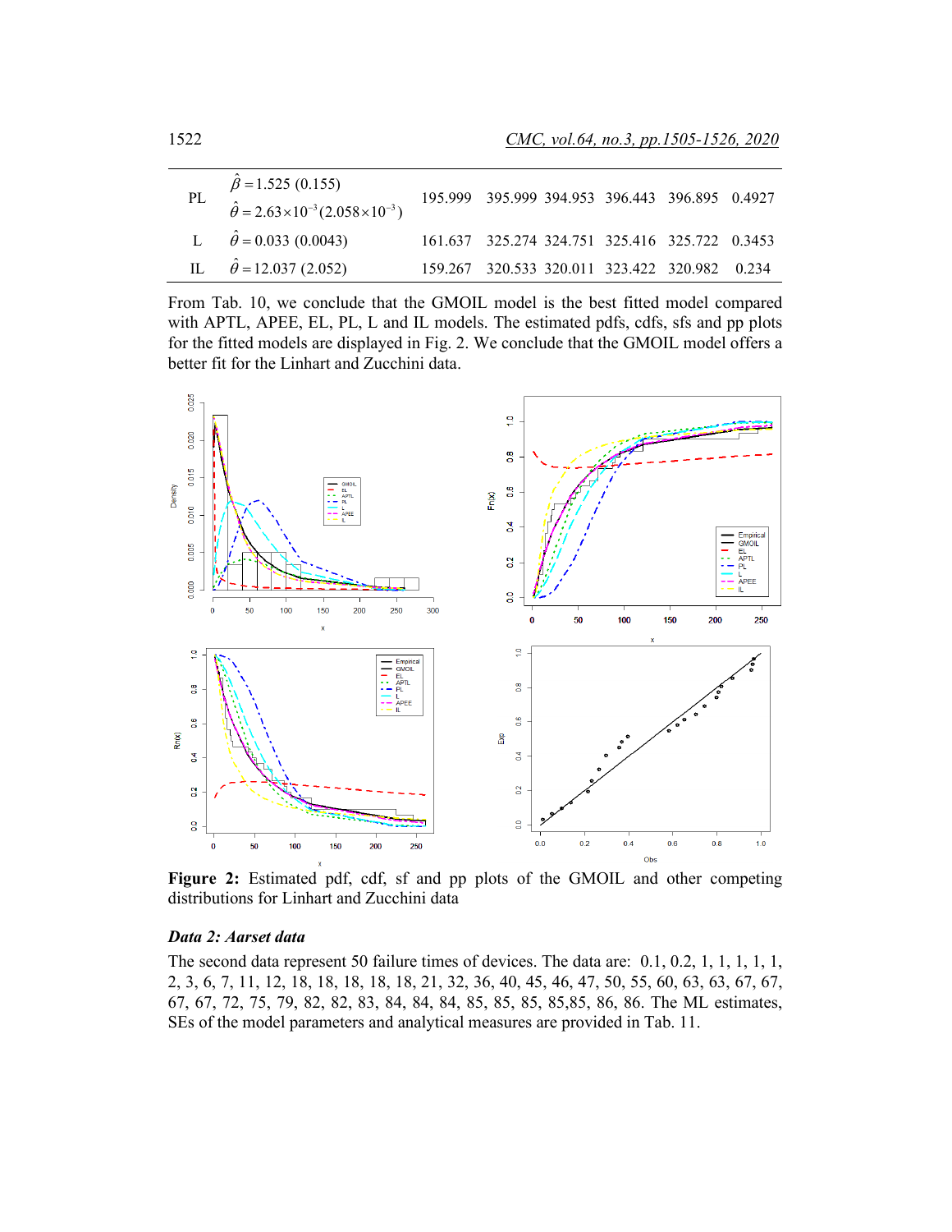| | | | | | | | |
|---|---|---|---|---|---|---|---|
| PL | $\hat{\beta}=1.525$ (0.155) $\hat{\theta}=2.63\times10^{-3}(2.058\times10^{-3})$ | 195.999 | 395.999 | 394.953 | 396.443 | 396.895 | 0.4927 |
| L | $\hat{\theta}=0.033$ (0.0043) | 161.637 | 325.274 | 324.751 | 325.416 | 325.722 | 0.3453 |
| IL | $\hat{\theta}=12.037$ (2.052) | 159.267 | 320.533 | 320.011 | 323.422 | 320.982 | 0.234 |

From Tab. 10, we conclude that the GMOIL model is the best fitted model compared with APTL, APEE, EL, PL, L and IL models. The estimated pdfs, cdfs, sfs and pp plots for the fitted models are displayed in Fig. 2. We conclude that the GMOIL model offers a better fit for the Linhart and Zucchini data.

**Figure 2:** Estimated pdf, cdf, sf and pp plots of the GMOIL and other competing distributions for Linhart and Zucchini data

***Data 2: Aarset data***

The second data represent 50 failure times of devices. The data are: 0.1, 0.2, 1, 1, 1, 1, 1, 2, 3, 6, 7, 11, 12, 18, 18, 18, 18, 18, 21, 32, 36, 40, 45, 46, 47, 50, 55, 60, 63, 63, 67, 67, 67, 67, 72, 75, 79, 82, 82, 83, 84, 84, 84, 85, 85, 85, 85,85, 86, 86. The ML estimates, SEs of the model parameters and analytical measures are provided in Tab. 11.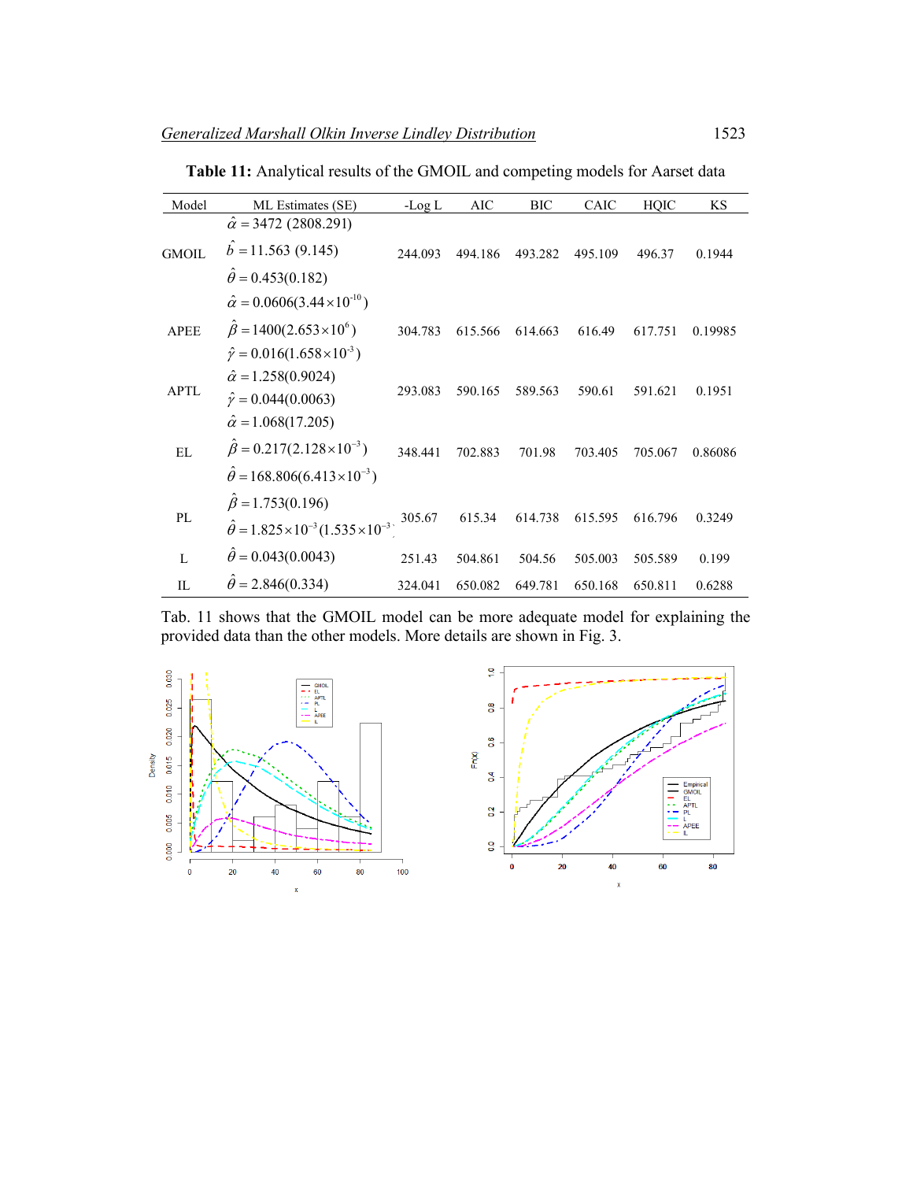**Table 11:** Analytical results of the GMOIL and competing models for Aarset data

| Model | ML Estimates (SE) | -Log L | AIC | BIC | CAIC | HQIC | KS |
|---|---|---|---|---|---|---|---|
| GMOIL | $\hat{\alpha}=3472\ (2808.291)$<br>$\hat{b}=11.563\ (9.145)$<br>$\hat{\theta}=0.453(0.182)$ | 244.093 | 494.186 | 493.282 | 495.109 | 496.37 | 0.1944 |
| APEE | $\hat{\alpha}=0.0606(3.44\times10^{-10})$<br>$\hat{\beta}=1400(2.653\times10^{6})$<br>$\hat{\gamma}=0.016(1.658\times10^{-3})$ | 304.783 | 615.566 | 614.663 | 616.49 | 617.751 | 0.19985 |
| APTL | $\hat{\alpha}=1.258(0.9024)$<br>$\hat{\gamma}=0.044(0.0063)$ | 293.083 | 590.165 | 589.563 | 590.61 | 591.621 | 0.1951 |
| EL | $\hat{\alpha}=1.068(17.205)$<br>$\hat{\beta}=0.217(2.128\times10^{-3})$<br>$\hat{\theta}=168.806(6.413\times10^{-3})$ | 348.441 | 702.883 | 701.98 | 703.405 | 705.067 | 0.86086 |
| PL | $\hat{\beta}=1.753(0.196)$<br>$\hat{\theta}=1.825\times10^{-3}(1.535\times10^{-3})$ | 305.67 | 615.34 | 614.738 | 615.595 | 616.796 | 0.3249 |
| L | $\hat{\theta}=0.043(0.0043)$ | 251.43 | 504.861 | 504.56 | 505.003 | 505.589 | 0.199 |
| IL | $\hat{\theta}=2.846(0.334)$ | 324.041 | 650.082 | 649.781 | 650.168 | 650.811 | 0.6288 |

Tab. 11 shows that the GMOIL model can be more adequate model for explaining the provided data than the other models. More details are shown in Fig. 3.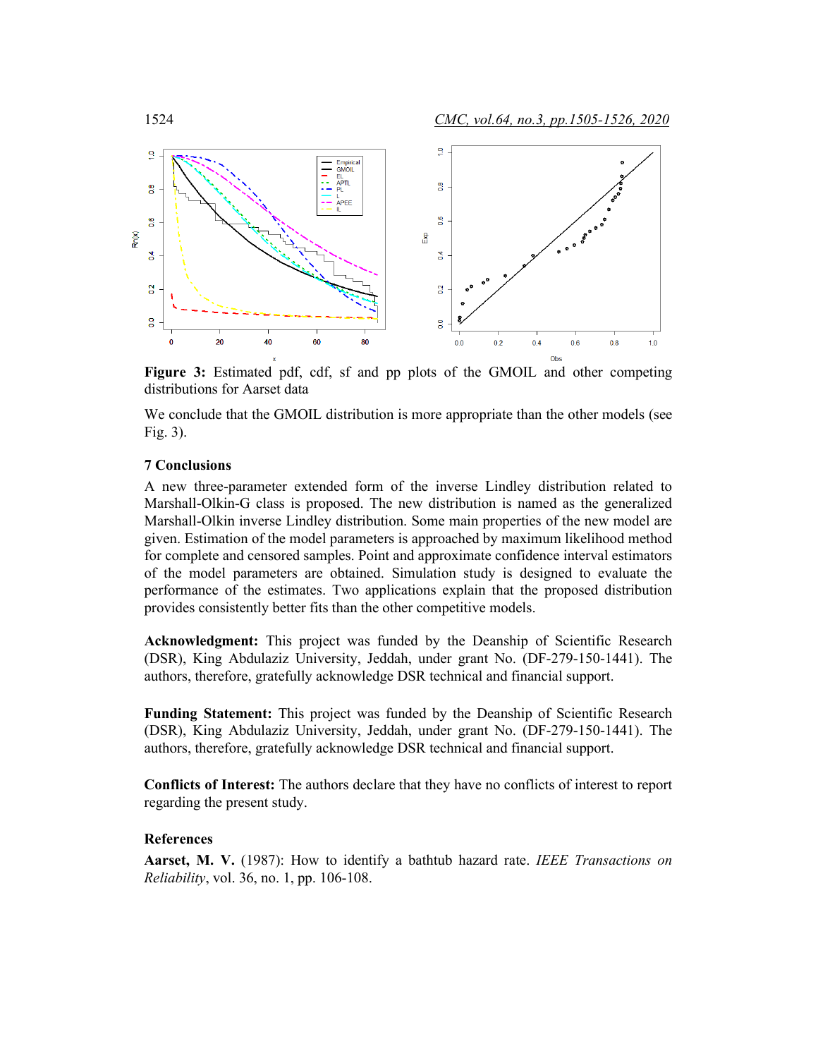Figure 3: Estimated pdf, cdf, sf and pp plots of the GMOIL and other competing distributions for Aarset data

We conclude that the GMOIL distribution is more appropriate than the other models (see Fig. 3).

## 7 Conclusions

A new three-parameter extended form of the inverse Lindley distribution related to Marshall-Olkin-G class is proposed. The new distribution is named as the generalized Marshall-Olkin inverse Lindley distribution. Some main properties of the new model are given. Estimation of the model parameters is approached by maximum likelihood method for complete and censored samples. Point and approximate confidence interval estimators of the model parameters are obtained. Simulation study is designed to evaluate the performance of the estimates. Two applications explain that the proposed distribution provides consistently better fits than the other competitive models.

**Acknowledgment:** This project was funded by the Deanship of Scientific Research (DSR), King Abdulaziz University, Jeddah, under grant No. (DF-279-150-1441). The authors, therefore, gratefully acknowledge DSR technical and financial support.

**Funding Statement:** This project was funded by the Deanship of Scientific Research (DSR), King Abdulaziz University, Jeddah, under grant No. (DF-279-150-1441). The authors, therefore, gratefully acknowledge DSR technical and financial support.

**Conflicts of Interest:** The authors declare that they have no conflicts of interest to report regarding the present study.

## References

**Aarset, M. V.** (1987): How to identify a bathtub hazard rate. *IEEE Transactions on Reliability*, vol. 36, no. 1, pp. 106-108.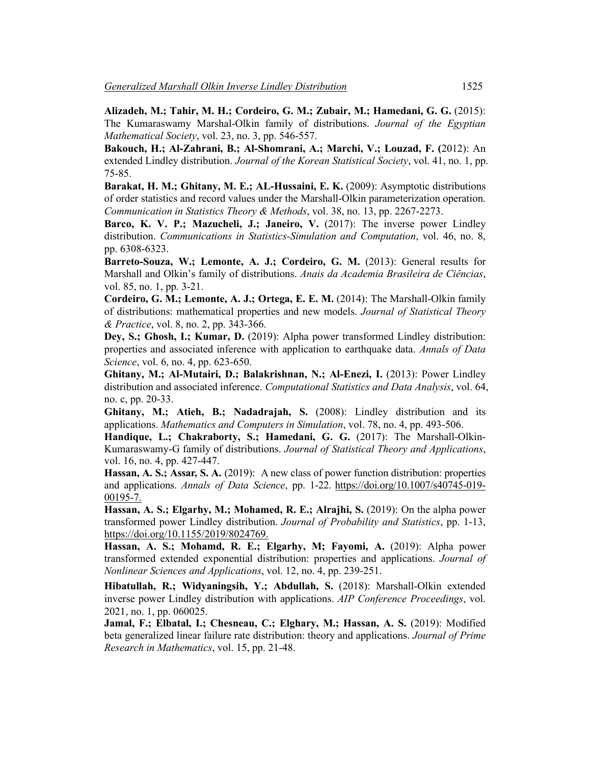**Alizadeh, M.; Tahir, M. H.; Cordeiro, G. M.; Zubair, M.; Hamedani, G. G.** (2015): The Kumaraswamy Marshal-Olkin family of distributions. *Journal of the Egyptian Mathematical Society*, vol. 23, no. 3, pp. 546-557.

**Bakouch, H.; Al-Zahrani, B.; Al-Shomrani, A.; Marchi, V.; Louzad, F. (**2012): An extended Lindley distribution. *Journal of the Korean Statistical Society*, vol. 41, no. 1, pp. 75-85.

**Barakat, H. M.; Ghitany, M. E.; AL-Hussaini, E. K.** (2009): Asymptotic distributions of order statistics and record values under the Marshall-Olkin parameterization operation. *Communication in Statistics Theory & Methods*, vol. 38, no. 13, pp. 2267-2273.

**Barco, K. V. P.; Mazucheli, J.; Janeiro, V.** (2017): The inverse power Lindley distribution. *Communications in Statistics-Simulation and Computation*, vol. 46, no. 8, pp. 6308-6323.

**Barreto-Souza, W.; Lemonte, A. J.; Cordeiro, G. M.** (2013): General results for Marshall and Olkin's family of distributions. *Anais da Academia Brasileira de Ciências*, vol. 85, no. 1, pp. 3-21.

**Cordeiro, G. M.; Lemonte, A. J.; Ortega, E. E. M.** (2014): The Marshall-Olkin family of distributions: mathematical properties and new models. *Journal of Statistical Theory & Practice*, vol. 8, no. 2, pp. 343-366.

**Dey, S.; Ghosh, I.; Kumar, D.** (2019): Alpha power transformed Lindley distribution: properties and associated inference with application to earthquake data. *Annals of Data Science*, vol. 6, no. 4, pp. 623-650.

**Ghitany, M.; Al-Mutairi, D.; Balakrishnan, N.; Al-Enezi, I.** (2013): Power Lindley distribution and associated inference. *Computational Statistics and Data Analysis*, vol. 64, no. c, pp. 20-33.

**Ghitany, M.; Atieh, B.; Nadadrajah, S.** (2008): Lindley distribution and its applications. *Mathematics and Computers in Simulation*, vol. 78, no. 4, pp. 493-506.

**Handique, L.; Chakraborty, S.; Hamedani, G. G.** (2017): The Marshall-Olkin-Kumaraswamy-G family of distributions. *Journal of Statistical Theory and Applications*, vol. 16, no. 4, pp. 427-447.

**Hassan, A. S.; Assar, S. A.** (2019): A new class of power function distribution: properties and applications. *Annals of Data Science*, pp. 1-22. https://doi.org/10.1007/s40745-019-00195-7.

**Hassan, A. S.; Elgarhy, M.; Mohamed, R. E.; Alrajhi, S.** (2019): On the alpha power transformed power Lindley distribution. *Journal of Probability and Statistics*, pp. 1-13, https://doi.org/10.1155/2019/8024769.

**Hassan, A. S.; Mohamd, R. E.; Elgarhy, M; Fayomi, A.** (2019): Alpha power transformed extended exponential distribution: properties and applications. *Journal of Nonlinear Sciences and Applications*, vol. 12, no. 4, pp. 239-251.

**Hibatullah, R.; Widyaningsih, Y.; Abdullah, S.** (2018): Marshall-Olkin extended inverse power Lindley distribution with applications. *AIP Conference Proceedings*, vol. 2021, no. 1, pp. 060025.

**Jamal, F.; Elbatal, I.; Chesneau, C.; Elghary, M.; Hassan, A. S.** (2019): Modified beta generalized linear failure rate distribution: theory and applications. *Journal of Prime Research in Mathematics*, vol. 15, pp. 21-48.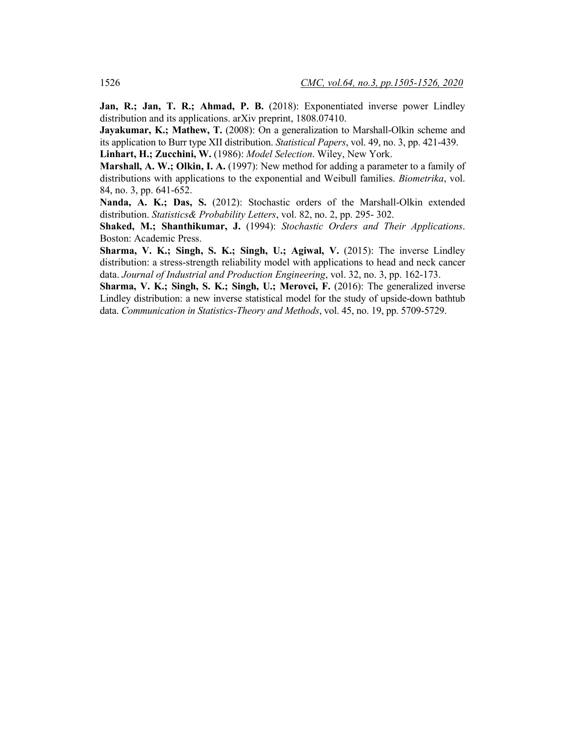**Jan, R.; Jan, T. R.; Ahmad, P. B.** (2018): Exponentiated inverse power Lindley distribution and its applications. arXiv preprint, 1808.07410.

**Jayakumar, K.; Mathew, T.** (2008): On a generalization to Marshall-Olkin scheme and its application to Burr type XII distribution. *Statistical Papers*, vol. 49, no. 3, pp. 421-439.

**Linhart, H.; Zucchini, W.** (1986): *Model Selection*. Wiley, New York.

**Marshall, A. W.; Olkin, I. A.** (1997): New method for adding a parameter to a family of distributions with applications to the exponential and Weibull families. *Biometrika*, vol. 84, no. 3, pp. 641-652.

**Nanda, A. K.; Das, S.** (2012): Stochastic orders of the Marshall-Olkin extended distribution. *Statistics& Probability Letters*, vol. 82, no. 2, pp. 295- 302.

**Shaked, M.; Shanthikumar, J.** (1994): *Stochastic Orders and Their Applications*. Boston: Academic Press.

**Sharma, V. K.; Singh, S. K.; Singh, U.; Agiwal, V.** (2015): The inverse Lindley distribution: a stress-strength reliability model with applications to head and neck cancer data. *Journal of Industrial and Production Engineering*, vol. 32, no. 3, pp. 162-173.

**Sharma, V. K.; Singh, S. K.; Singh, U.; Merovci, F.** (2016): The generalized inverse Lindley distribution: a new inverse statistical model for the study of upside-down bathtub data. *Communication in Statistics-Theory and Methods*, vol. 45, no. 19, pp. 5709-5729.